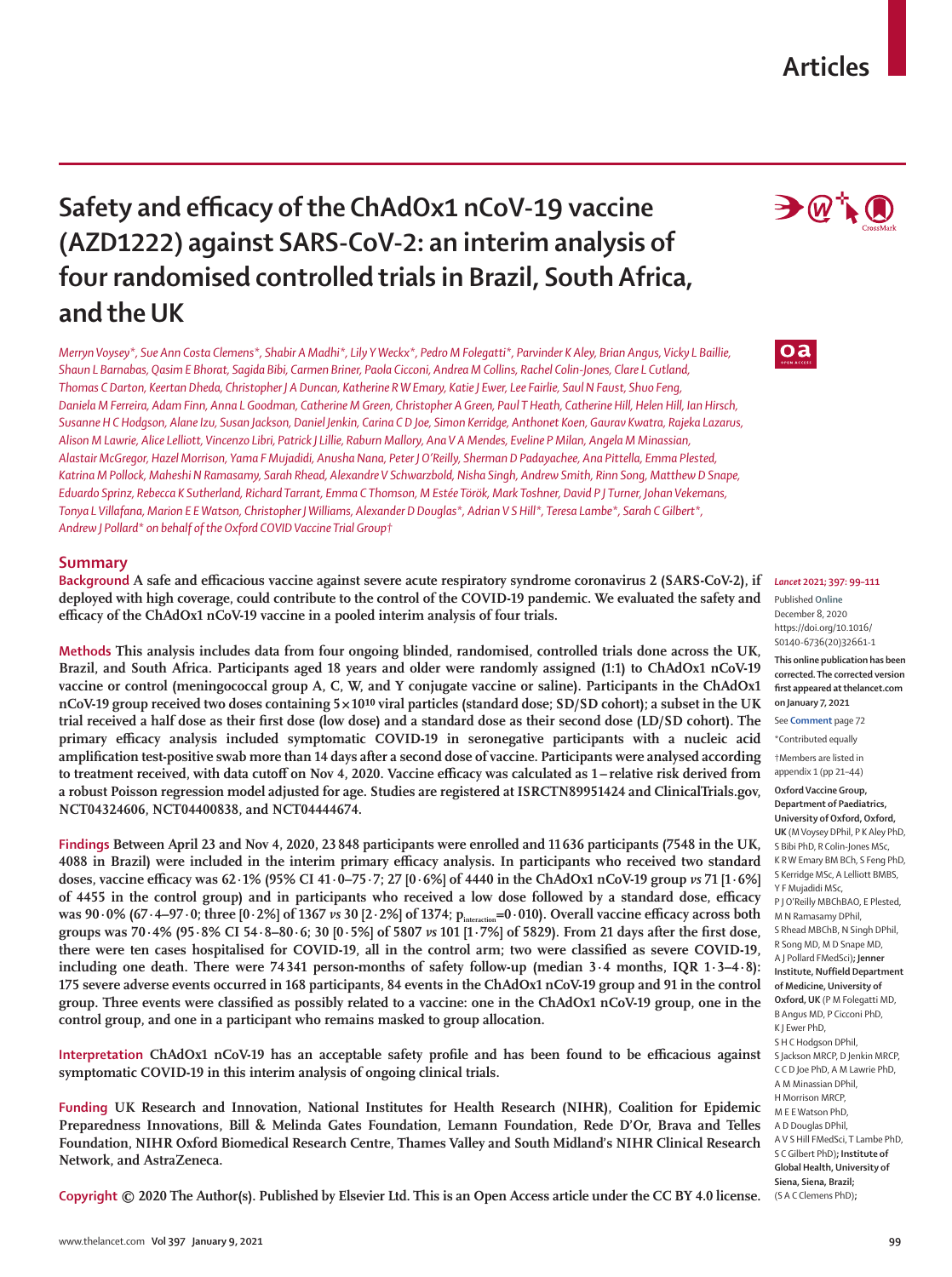Articles

# Safety and efficacy of the ChAdOx1 nCoV-19 vaccine (AZD1222) against SARS-CoV-2: an interim analysis of four randomised controlled trials in Brazil, South Africa, and the UK

*Merryn Voysey\*, Sue Ann Costa Clemens\*, Shabir A Madhi\*, Lily Y Weckx\*, Pedro M Folegatti\*, Parvinder K Aley, Brian Angus, Vicky L Baillie, Shaun L Barnabas, Qasim E Bhorat, Sagida Bibi, Carmen Briner, Paola Cicconi, Andrea M Collins, Rachel Colin-Jones, Clare L Cutland, Thomas C Darton, Keertan Dheda, Christopher J A Duncan, Katherine R W Emary, Katie J Ewer, Lee Fairlie, Saul N Faust, Shuo Feng, Daniela M Ferreira, Adam Finn, Anna L Goodman, Catherine M Green, Christopher A Green, Paul T Heath, Catherine Hill, Helen Hill, Ian Hirsch, Susanne H C Hodgson, Alane Izu, Susan Jackson, Daniel Jenkin, Carina C D Joe, Simon Kerridge, Anthonet Koen, Gaurav Kwatra, Rajeka Lazarus, Alison M Lawrie, Alice Lelliott, Vincenzo Libri, Patrick J Lillie, Raburn Mallory, Ana V A Mendes, Eveline P Milan, Angela M Minassian, Alastair McGregor, Hazel Morrison, Yama F Mujadidi, Anusha Nana, Peter J O'Reilly, Sherman D Padayachee, Ana Pittella, Emma Plested, Katrina M Pollock, Maheshi N Ramasamy, Sarah Rhead, Alexandre V Schwarzbold, Nisha Singh, Andrew Smith, Rinn Song, Matthew D Snape, Eduardo Sprinz, Rebecca K Sutherland, Richard Tarrant, Emma C Thomson, M Estée Török, Mark Toshner, David P J Turner, Johan Vekemans, Tonya L Villafana, Marion E E Watson, Christopher J Williams, Alexander D Douglas\*, Adrian V S Hill\*, Teresa Lambe\*, Sarah C Gilbert\*, Andrew J Pollard\* on behalf of the Oxford COVID Vaccine Trial Group†*

## Summary

**Background** A safe and efficacious vaccine against severe acute respiratory syndrome coronavirus 2 (SARS-CoV-2), if deployed with high coverage, could contribute to the control of the COVID-19 pandemic. We evaluated the safety and efficacy of the ChAdOx1 nCoV-19 vaccine in a pooled interim analysis of four trials.

**Methods** This analysis includes data from four ongoing blinded, randomised, controlled trials done across the UK, Brazil, and South Africa. Participants aged 18 years and older were randomly assigned (1:1) to ChAdOx1 nCoV-19 vaccine or control (meningococcal group A, C, W, and Y conjugate vaccine or saline). Participants in the ChAdOx1 nCoV-19 group received two doses containing $5 \times 10^{10}$ viral particles (standard dose; SD/SD cohort); a subset in the UK trial received a half dose as their first dose (low dose) and a standard dose as their second dose (LD/SD cohort). The primary efficacy analysis included symptomatic COVID-19 in seronegative participants with a nucleic acid amplification test-positive swab more than 14 days after a second dose of vaccine. Participants were analysed according to treatment received, with data cutoff on Nov 4, 2020. Vaccine efficacy was calculated as 1 – relative risk derived from a robust Poisson regression model adjusted for age. Studies are registered at ISRCTN89951424 and ClinicalTrials.gov, NCT04324606, NCT04400838, and NCT04444674.

**Findings** Between April 23 and Nov 4, 2020, 23 848 participants were enrolled and 11 636 participants (7548 in the UK, 4088 in Brazil) were included in the interim primary efficacy analysis. In participants who received two standard doses, vaccine efficacy was 62·1% (95% CI 41·0–75·7; 27 [0·6%] of 4440 in the ChAdOx1 nCoV-19 group *vs* 71 [1·6%] of 4455 in the control group) and in participants who received a low dose followed by a standard dose, efficacy was 90·0% (67·4–97·0; three [0·2%] of 1367 *vs* 30 [2·2%] of 1374; $p_{interaction}$=0·010). Overall vaccine efficacy across both groups was 70·4% (95·8% CI 54·8–80·6; 30 [0·5%] of 5807 *vs* 101 [1·7%] of 5829). From 21 days after the first dose, there were ten cases hospitalised for COVID-19, all in the control arm; two were classified as severe COVID-19, including one death. There were 74 341 person-months of safety follow-up (median 3·4 months, IQR 1·3–4·8): 175 severe adverse events occurred in 168 participants, 84 events in the ChAdOx1 nCoV-19 group and 91 in the control group. Three events were classified as possibly related to a vaccine: one in the ChAdOx1 nCoV-19 group, one in the control group, and one in a participant who remains masked to group allocation.

**Interpretation** ChAdOx1 nCoV-19 has an acceptable safety profile and has been found to be efficacious against symptomatic COVID-19 in this interim analysis of ongoing clinical trials.

**Funding** UK Research and Innovation, National Institutes for Health Research (NIHR), Coalition for Epidemic Preparedness Innovations, Bill & Melinda Gates Foundation, Lemann Foundation, Rede D'Or, Brava and Telles Foundation, NIHR Oxford Biomedical Research Centre, Thames Valley and South Midland's NIHR Clinical Research Network, and AstraZeneca.

**Copyright** © 2020 The Author(s). Published by Elsevier Ltd. This is an Open Access article under the CC BY 4.0 license.

*Lancet* 2021; 397: 99–111

Published Online December 8, 2020 https://doi.org/10.1016/S0140-6736(20)32661-1

This online publication has been corrected. The corrected version first appeared at thelancet.com on January 7, 2021

See Comment page 72

\*Contributed equally

†Members are listed in appendix 1 (pp 21–44)

**Oxford Vaccine Group, Department of Paediatrics, University of Oxford, Oxford, UK** (M Voysey DPhil, P K Aley PhD, S Bibi PhD, R Colin-Jones MSc, K R W Emary BM BCh, S Feng PhD, S Kerridge MSc, A Lelliott BMBS, Y F Mujadidi MSc, P J O'Reilly MBChBAO, E Plested, M N Ramasamy DPhil, S Rhead MBChB, N Singh DPhil, R Song MD, M D Snape MD, A J Pollard FMedSci)**; Jenner Institute, Nuffield Department of Medicine, University of Oxford, UK** (P M Folegatti MD, B Angus MD, P Cicconi PhD, K J Ewer PhD, S H C Hodgson DPhil, S Jackson MRCP, D Jenkin MRCP, C C D Joe PhD, A M Lawrie PhD, A M Minassian DPhil, H Morrison MRCP, M E E Watson PhD, A D Douglas DPhil, A V S Hill FMedSci, T Lambe PhD, S C Gilbert PhD)**; Institute of Global Health, University of Siena, Siena, Brazil;** (S A C Clemens PhD);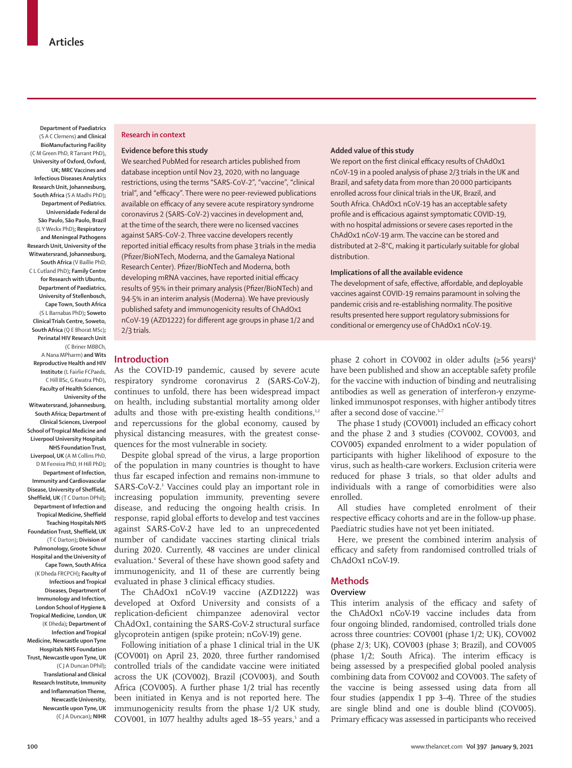Department of Paediatrics (S A C Clemens) and Clinical BioManufacturing Facility (C M Green PhD, R Tarrant PhD), University of Oxford, Oxford, UK; MRC Vaccines and Infectious Diseases Analytics Research Unit, Johannesburg, South Africa (S A Madhi PhD); Department of Pediatrics, Universidade Federal de São Paulo, São Paulo, Brazil (L Y Weckx PhD); Respiratory and Meningeal Pathogens Research Unit, University of the Witwatersrand, Johannesburg, South Africa (V Baillie PhD, C L Cutland PhD); Family Centre for Research with Ubuntu, Department of Paediatrics, University of Stellenbosch, Cape Town, South Africa (S L Barnabas PhD); Soweto Clinical Trials Centre, Soweto, South Africa (Q E Bhorat MSc); Perinatal HIV Research Unit (C Briner MBBCh, A Nana MPharm) and Wits Reproductive Health and HIV Institute (L Fairlie FCPaeds, C Hill BSc, G Kwatra PhD), Faculty of Health Sciences, University of the Witwatersrand, Johannesburg, South Africa; Department of Clinical Sciences, Liverpool School of Tropical Medicine and Liverpool University Hospitals NHS Foundation Trust, Liverpool, UK (A M Collins PhD, D M Ferreira PhD, H Hill PhD); Department of Infection, Immunity and Cardiovascular Disease, University of Sheffield, Sheffield, UK (T C Darton DPhil); Department of Infection and Tropical Medicine, Sheffield Teaching Hospitals NHS Foundation Trust, Sheffield, UK (T C Darton); Division of Pulmonology, Groote Schuur Hospital and the University of Cape Town, South Africa (K Dheda FRCPCH); Faculty of Infectious and Tropical Diseases, Department of Immunology and Infection, London School of Hygiene & Tropical Medicine, London, UK (K Dheda); Department of Infection and Tropical Medicine, Newcastle upon Tyne Hospitals NHS Foundation Trust, Newcastle upon Tyne, UK (C J A Duncan DPhil); Translational and Clinical Research Institute, Immunity and Inflammation Theme, Newcastle University, Newcastle upon Tyne, UK (C J A Duncan); NIHR

## Research in context

### Evidence before this study

We searched PubMed for research articles published from database inception until Nov 23, 2020, with no language restrictions, using the terms "SARS-CoV-2", "vaccine", "clinical trial", and "efficacy". There were no peer-reviewed publications available on efficacy of any severe acute respiratory syndrome coronavirus 2 (SARS-CoV-2) vaccines in development and, at the time of the search, there were no licensed vaccines against SARS-CoV-2. Three vaccine developers recently reported initial efficacy results from phase 3 trials in the media (Pfizer/BioNTech, Moderna, and the Gamaleya National Research Center). Pfizer/BioNTech and Moderna, both developing mRNA vaccines, have reported initial efficacy results of 95% in their primary analysis (Pfizer/BioNTech) and 94·5% in an interim analysis (Moderna). We have previously published safety and immunogenicity results of ChAdOx1 nCoV-19 (AZD1222) for different age groups in phase 1/2 and 2/3 trials.

### Added value of this study

We report on the first clinical efficacy results of ChAdOx1 nCoV-19 in a pooled analysis of phase 2/3 trials in the UK and Brazil, and safety data from more than 20 000 participants enrolled across four clinical trials in the UK, Brazil, and South Africa. ChAdOx1 nCoV-19 has an acceptable safety profile and is efficacious against symptomatic COVID-19, with no hospital admissions or severe cases reported in the ChAdOx1 nCoV-19 arm. The vaccine can be stored and distributed at 2–8°C, making it particularly suitable for global distribution.

### Implications of all the available evidence

The development of safe, effective, affordable, and deployable vaccines against COVID-19 remains paramount in solving the pandemic crisis and re-establishing normality. The positive results presented here support regulatory submissions for conditional or emergency use of ChAdOx1 nCoV-19.

## Introduction

As the COVID-19 pandemic, caused by severe acute respiratory syndrome coronavirus 2 (SARS-CoV-2), continues to unfold, there has been widespread impact on health, including substantial mortality among older adults and those with pre-existing health conditions,[1,2] and repercussions for the global economy, caused by physical distancing measures, with the greatest consequences for the most vulnerable in society.

Despite global spread of the virus, a large proportion of the population in many countries is thought to have thus far escaped infection and remains non-immune to SARS-CoV-2.[3] Vaccines could play an important role in increasing population immunity, preventing severe disease, and reducing the ongoing health crisis. In response, rapid global efforts to develop and test vaccines against SARS-CoV-2 have led to an unprecedented number of candidate vaccines starting clinical trials during 2020. Currently, 48 vaccines are under clinical evaluation.[4] Several of these have shown good safety and immunogenicity, and 11 of these are currently being evaluated in phase 3 clinical efficacy studies.

The ChAdOx1 nCoV-19 vaccine (AZD1222) was developed at Oxford University and consists of a replication-deficient chimpanzee adenoviral vector ChAdOx1, containing the SARS-CoV-2 structural surface glycoprotein antigen (spike protein; nCoV-19) gene.

Following initiation of a phase 1 clinical trial in the UK (COV001) on April 23, 2020, three further randomised controlled trials of the candidate vaccine were initiated across the UK (COV002), Brazil (COV003), and South Africa (COV005). A further phase 1/2 trial has recently been initiated in Kenya and is not reported here. The immunogenicity results from the phase 1/2 UK study, COV001, in 1077 healthy adults aged 18–55 years,[5] and a phase 2 cohort in COV002 in older adults (≥56 years)[6] have been published and show an acceptable safety profile for the vaccine with induction of binding and neutralising antibodies as well as generation of interferon-γ enzyme-linked immunospot responses, with higher antibody titres after a second dose of vaccine.[5–7]

The phase 1 study (COV001) included an efficacy cohort and the phase 2 and 3 studies (COV002, COV003, and COV005) expanded enrolment to a wider population of participants with higher likelihood of exposure to the virus, such as health-care workers. Exclusion criteria were reduced for phase 3 trials, so that older adults and individuals with a range of comorbidities were also enrolled.

All studies have completed enrolment of their respective efficacy cohorts and are in the follow-up phase. Paediatric studies have not yet been initiated.

Here, we present the combined interim analysis of efficacy and safety from randomised controlled trials of ChAdOx1 nCoV-19.

## Methods

### Overview

This interim analysis of the efficacy and safety of the ChAdOx1 nCoV-19 vaccine includes data from four ongoing blinded, randomised, controlled trials done across three countries: COV001 (phase 1/2; UK), COV002 (phase 2/3; UK), COV003 (phase 3; Brazil), and COV005 (phase 1/2; South Africa). The interim efficacy is being assessed by a prespecified global pooled analysis combining data from COV002 and COV003. The safety of the vaccine is being assessed using data from all four studies (appendix 1 pp 3–4). Three of the studies are single blind and one is double blind (COV005). Primary efficacy was assessed in participants who received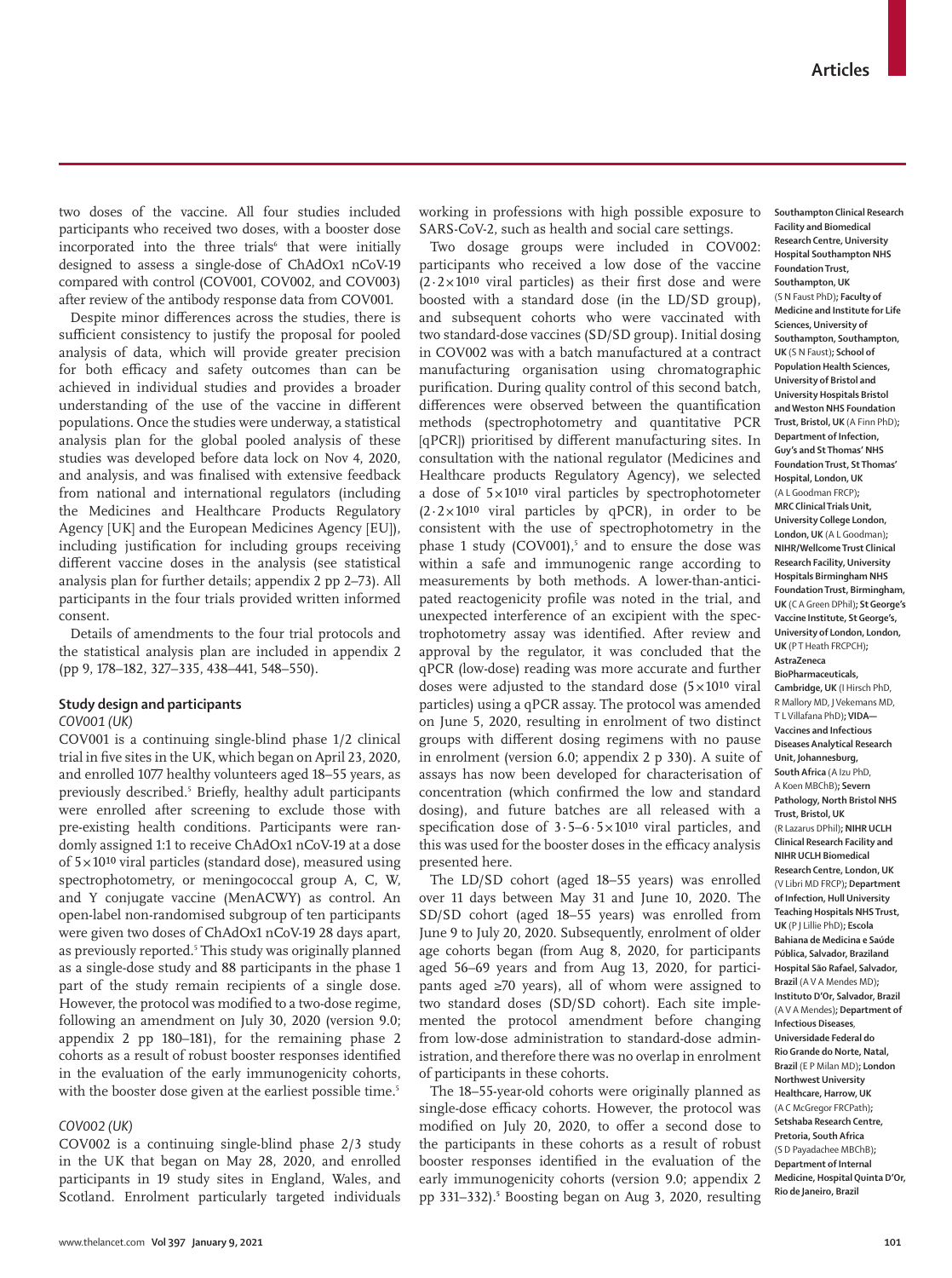two doses of the vaccine. All four studies included participants who received two doses, with a booster dose incorporated into the three trials[6] that were initially designed to assess a single-dose of ChAdOx1 nCoV-19 compared with control (COV001, COV002, and COV003) after review of the antibody response data from COV001.

Despite minor differences across the studies, there is sufficient consistency to justify the proposal for pooled analysis of data, which will provide greater precision for both efficacy and safety outcomes than can be achieved in individual studies and provides a broader understanding of the use of the vaccine in different populations. Once the studies were underway, a statistical analysis plan for the global pooled analysis of these studies was developed before data lock on Nov 4, 2020, and analysis, and was finalised with extensive feedback from national and international regulators (including the Medicines and Healthcare Products Regulatory Agency [UK] and the European Medicines Agency [EU]), including justification for including groups receiving different vaccine doses in the analysis (see statistical analysis plan for further details; appendix 2 pp 2–73). All participants in the four trials provided written informed consent.

Details of amendments to the four trial protocols and the statistical analysis plan are included in appendix 2 (pp 9, 178–182, 327–335, 438–441, 548–550).

## Study design and participants

### *COV001 (UK)*

COV001 is a continuing single-blind phase 1/2 clinical trial in five sites in the UK, which began on April 23, 2020, and enrolled 1077 healthy volunteers aged 18–55 years, as previously described.[5] Briefly, healthy adult participants were enrolled after screening to exclude those with pre-existing health conditions. Participants were randomly assigned 1:1 to receive ChAdOx1 nCoV-19 at a dose of $5\times10^{10}$ viral particles (standard dose), measured using spectrophotometry, or meningococcal group A, C, W, and Y conjugate vaccine (MenACWY) as control. An open-label non-randomised subgroup of ten participants were given two doses of ChAdOx1 nCoV-19 28 days apart, as previously reported.[5] This study was originally planned as a single-dose study and 88 participants in the phase 1 part of the study remain recipients of a single dose. However, the protocol was modified to a two-dose regime, following an amendment on July 30, 2020 (version 9.0; appendix 2 pp 180–181), for the remaining phase 2 cohorts as a result of robust booster responses identified in the evaluation of the early immunogenicity cohorts, with the booster dose given at the earliest possible time.[5]

### *COV002 (UK)*

COV002 is a continuing single-blind phase 2/3 study in the UK that began on May 28, 2020, and enrolled participants in 19 study sites in England, Wales, and Scotland. Enrolment particularly targeted individuals working in professions with high possible exposure to SARS-CoV-2, such as health and social care settings.

Two dosage groups were included in COV002: participants who received a low dose of the vaccine ($2\cdot2\times10^{10}$ viral particles) as their first dose and were boosted with a standard dose (in the LD/SD group), and subsequent cohorts who were vaccinated with two standard-dose vaccines (SD/SD group). Initial dosing in COV002 was with a batch manufactured at a contract manufacturing organisation using chromatographic purification. During quality control of this second batch, differences were observed between the quantification methods (spectrophotometry and quantitative PCR [qPCR]) prioritised by different manufacturing sites. In consultation with the national regulator (Medicines and Healthcare products Regulatory Agency), we selected a dose of $5\times10^{10}$ viral particles by spectrophotometer ($2\cdot2\times10^{10}$ viral particles by qPCR), in order to be consistent with the use of spectrophotometry in the phase 1 study (COV001),[5] and to ensure the dose was within a safe and immunogenic range according to measurements by both methods. A lower-than-anticipated reactogenicity profile was noted in the trial, and unexpected interference of an excipient with the spectrophotometry assay was identified. After review and approval by the regulator, it was concluded that the qPCR (low-dose) reading was more accurate and further doses were adjusted to the standard dose ($5\times10^{10}$ viral particles) using a qPCR assay. The protocol was amended on June 5, 2020, resulting in enrolment of two distinct groups with different dosing regimens with no pause in enrolment (version 6.0; appendix 2 p 330). A suite of assays has now been developed for characterisation of concentration (which confirmed the low and standard dosing), and future batches are all released with a specification dose of $3\cdot5$–$6\cdot5\times10^{10}$ viral particles, and this was used for the booster doses in the efficacy analysis presented here.

The LD/SD cohort (aged 18–55 years) was enrolled over 11 days between May 31 and June 10, 2020. The SD/SD cohort (aged 18–55 years) was enrolled from June 9 to July 20, 2020. Subsequently, enrolment of older age cohorts began (from Aug 8, 2020, for participants aged 56–69 years and from Aug 13, 2020, for participants aged ≥70 years), all of whom were assigned to two standard doses (SD/SD cohort). Each site implemented the protocol amendment before changing from low-dose administration to standard-dose administration, and therefore there was no overlap in enrolment of participants in these cohorts.

The 18–55-year-old cohorts were originally planned as single-dose efficacy cohorts. However, the protocol was modified on July 20, 2020, to offer a second dose to the participants in these cohorts as a result of robust booster responses identified in the evaluation of the early immunogenicity cohorts (version 9.0; appendix 2 pp 331–332).[5] Boosting began on Aug 3, 2020, resulting

**Southampton Clinical Research Facility and Biomedical Research Centre, University Hospital Southampton NHS Foundation Trust, Southampton, UK** (S N Faust PhD); **Faculty of Medicine and Institute for Life Sciences, University of Southampton, Southampton, UK** (S N Faust); **School of Population Health Sciences, University of Bristol and University Hospitals Bristol and Weston NHS Foundation Trust, Bristol, UK** (A Finn PhD); **Department of Infection, Guy's and St Thomas' NHS Foundation Trust, St Thomas' Hospital, London, UK** (A L Goodman FRCP); **MRC Clinical Trials Unit, University College London, London, UK** (A L Goodman); **NIHR/Wellcome Trust Clinical Research Facility, University Hospitals Birmingham NHS Foundation Trust, Birmingham, UK** (C A Green DPhil); **St George's Vaccine Institute, St George's, University of London, London, UK** (P T Heath FRCPCH); **AstraZeneca BioPharmaceuticals, Cambridge, UK** (I Hirsch PhD, R Mallory MD, J Vekemans MD, T L Villafana PhD); **VIDA—Vaccines and Infectious Diseases Analytical Research Unit, Johannesburg, South Africa** (A Izu PhD, A Koen MBChB); **Severn Pathology, North Bristol NHS Trust, Bristol, UK** (R Lazarus DPhil); **NIHR UCLH Clinical Research Facility and NIHR UCLH Biomedical Research Centre, London, UK** (V Libri MD FRCP); **Department of Infection, Hull University Teaching Hospitals NHS Trust, UK** (P J Lillie PhD); **Escola Bahiana de Medicina e Saúde Pública, Salvador, Braziland Hospital São Rafael, Salvador, Brazil** (A V A Mendes MD); **Instituto D'Or, Salvador, Brazil** (A V A Mendes); **Department of Infectious Diseases, Universidade Federal do Rio Grande do Norte, Natal, Brazil** (E P Milan MD); **London Northwest University Healthcare, Harrow, UK** (A C McGregor FRCPath); **Setshaba Research Centre, Pretoria, South Africa** (S D Payadachee MBChB); **Department of Internal Medicine, Hospital Quinta D'Or, Rio de Janeiro, Brazil**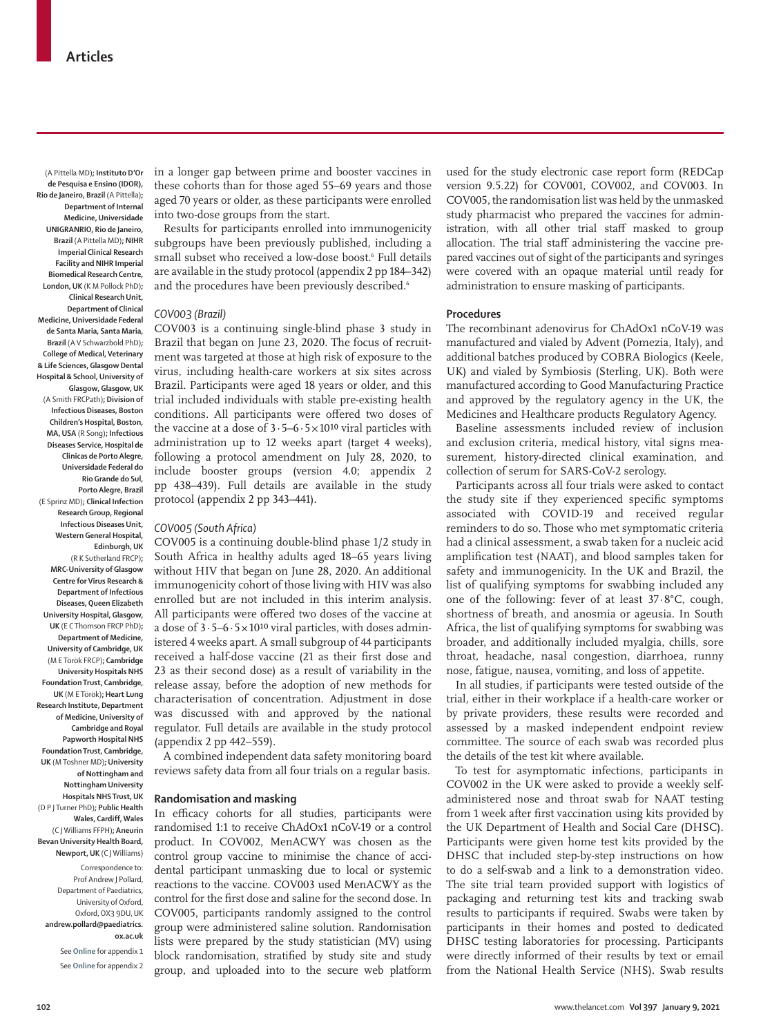(A Pittella MD); **Instituto D'Or de Pesquisa e Ensino (IDOR), Rio de Janeiro, Brazil** (A Pittella); **Department of Internal Medicine, Universidade UNIGRANRIO, Rio de Janeiro, Brazil** (A Pittella MD); **NIHR Imperial Clinical Research Facility and NIHR Imperial Biomedical Research Centre, London, UK** (K M Pollock PhD); **Clinical Research Unit, Department of Clinical Medicine, Universidade Federal de Santa Maria, Santa Maria, Brazil** (A V Schwarzbold PhD); **College of Medical, Veterinary & Life Sciences, Glasgow Dental Hospital & School, University of Glasgow, Glasgow, UK** (A Smith FRCPath); **Division of Infectious Diseases, Boston Children's Hospital, Boston, MA, USA** (R Song); **Infectious Diseases Service, Hospital de Clinicas de Porto Alegre, Universidade Federal do Rio Grande do Sul, Porto Alegre, Brazil** (E Sprinz MD); **Clinical Infection Research Group, Regional Infectious Diseases Unit, Western General Hospital, Edinburgh, UK** (R K Sutherland FRCP); **MRC-University of Glasgow Centre for Virus Research & Department of Infectious Diseases, Queen Elizabeth University Hospital, Glasgow, UK** (E C Thomson FRCP PhD); **Department of Medicine, University of Cambridge, UK** (M E Török FRCP); **Cambridge University Hospitals NHS Foundation Trust, Cambridge, UK** (M E Török); **Heart Lung Research Institute, Department of Medicine, University of Cambridge and Royal Papworth Hospital NHS Foundation Trust, Cambridge, UK** (M Toshner MD); **University of Nottingham and Nottingham University Hospitals NHS Trust, UK** (D P J Turner PhD); **Public Health Wales, Cardiff, Wales** (C J Williams FFPH); **Aneurin Bevan University Health Board, Newport, UK** (C J Williams)

Correspondence to: Prof Andrew J Pollard, Department of Paediatrics, University of Oxford, Oxford, OX3 9DU, UK **andrew.pollard@paediatrics.ox.ac.uk**

See **Online** for appendix 1

See **Online** for appendix 2

in a longer gap between prime and booster vaccines in these cohorts than for those aged 55–69 years and those aged 70 years or older, as these participants were enrolled into two-dose groups from the start.

Results for participants enrolled into immunogenicity subgroups have been previously published, including a small subset who received a low-dose boost.[6] Full details are available in the study protocol (appendix 2 pp 184–342) and the procedures have been previously described.[6]

### *COV003 (Brazil)*

COV003 is a continuing single-blind phase 3 study in Brazil that began on June 23, 2020. The focus of recruitment was targeted at those at high risk of exposure to the virus, including health-care workers at six sites across Brazil. Participants were aged 18 years or older, and this trial included individuals with stable pre-existing health conditions. All participants were offered two doses of the vaccine at a dose of $3·5–6·5\times10^{10}$ viral particles with administration up to 12 weeks apart (target 4 weeks), following a protocol amendment on July 28, 2020, to include booster groups (version 4.0; appendix 2 pp 438–439). Full details are available in the study protocol (appendix 2 pp 343–441).

### *COV005 (South Africa)*

COV005 is a continuing double-blind phase 1/2 study in South Africa in healthy adults aged 18–65 years living without HIV that began on June 28, 2020. An additional immunogenicity cohort of those living with HIV was also enrolled but are not included in this interim analysis. All participants were offered two doses of the vaccine at a dose of $3·5–6·5\times10^{10}$ viral particles, with doses administered 4 weeks apart. A small subgroup of 44 participants received a half-dose vaccine (21 as their first dose and 23 as their second dose) as a result of variability in the release assay, before the adoption of new methods for characterisation of concentration. Adjustment in dose was discussed with and approved by the national regulator. Full details are available in the study protocol (appendix 2 pp 442–559).

A combined independent data safety monitoring board reviews safety data from all four trials on a regular basis.

## Randomisation and masking

In efficacy cohorts for all studies, participants were randomised 1:1 to receive ChAdOx1 nCoV-19 or a control product. In COV002, MenACWY was chosen as the control group vaccine to minimise the chance of accidental participant unmasking due to local or systemic reactions to the vaccine. COV003 used MenACWY as the control for the first dose and saline for the second dose. In COV005, participants randomly assigned to the control group were administered saline solution. Randomisation lists were prepared by the study statistician (MV) using block randomisation, stratified by study site and study group, and uploaded into to the secure web platform used for the study electronic case report form (REDCap version 9.5.22) for COV001, COV002, and COV003. In COV005, the randomisation list was held by the unmasked study pharmacist who prepared the vaccines for administration, with all other trial staff masked to group allocation. The trial staff administering the vaccine prepared vaccines out of sight of the participants and syringes were covered with an opaque material until ready for administration to ensure masking of participants.

## Procedures

The recombinant adenovirus for ChAdOx1 nCoV-19 was manufactured and vialed by Advent (Pomezia, Italy), and additional batches produced by COBRA Biologics (Keele, UK) and vialed by Symbiosis (Sterling, UK). Both were manufactured according to Good Manufacturing Practice and approved by the regulatory agency in the UK, the Medicines and Healthcare products Regulatory Agency.

Baseline assessments included review of inclusion and exclusion criteria, medical history, vital signs measurement, history-directed clinical examination, and collection of serum for SARS-CoV-2 serology.

Participants across all four trials were asked to contact the study site if they experienced specific symptoms associated with COVID-19 and received regular reminders to do so. Those who met symptomatic criteria had a clinical assessment, a swab taken for a nucleic acid amplification test (NAAT), and blood samples taken for safety and immunogenicity. In the UK and Brazil, the list of qualifying symptoms for swabbing included any one of the following: fever of at least 37·8°C, cough, shortness of breath, and anosmia or ageusia. In South Africa, the list of qualifying symptoms for swabbing was broader, and additionally included myalgia, chills, sore throat, headache, nasal congestion, diarrhoea, runny nose, fatigue, nausea, vomiting, and loss of appetite.

In all studies, if participants were tested outside of the trial, either in their workplace if a health-care worker or by private providers, these results were recorded and assessed by a masked independent endpoint review committee. The source of each swab was recorded plus the details of the test kit where available.

To test for asymptomatic infections, participants in COV002 in the UK were asked to provide a weekly self-administered nose and throat swab for NAAT testing from 1 week after first vaccination using kits provided by the UK Department of Health and Social Care (DHSC). Participants were given home test kits provided by the DHSC that included step-by-step instructions on how to do a self-swab and a link to a demonstration video. The site trial team provided support with logistics of packaging and returning test kits and tracking swab results to participants if required. Swabs were taken by participants in their homes and posted to dedicated DHSC testing laboratories for processing. Participants were directly informed of their results by text or email from the National Health Service (NHS). Swab results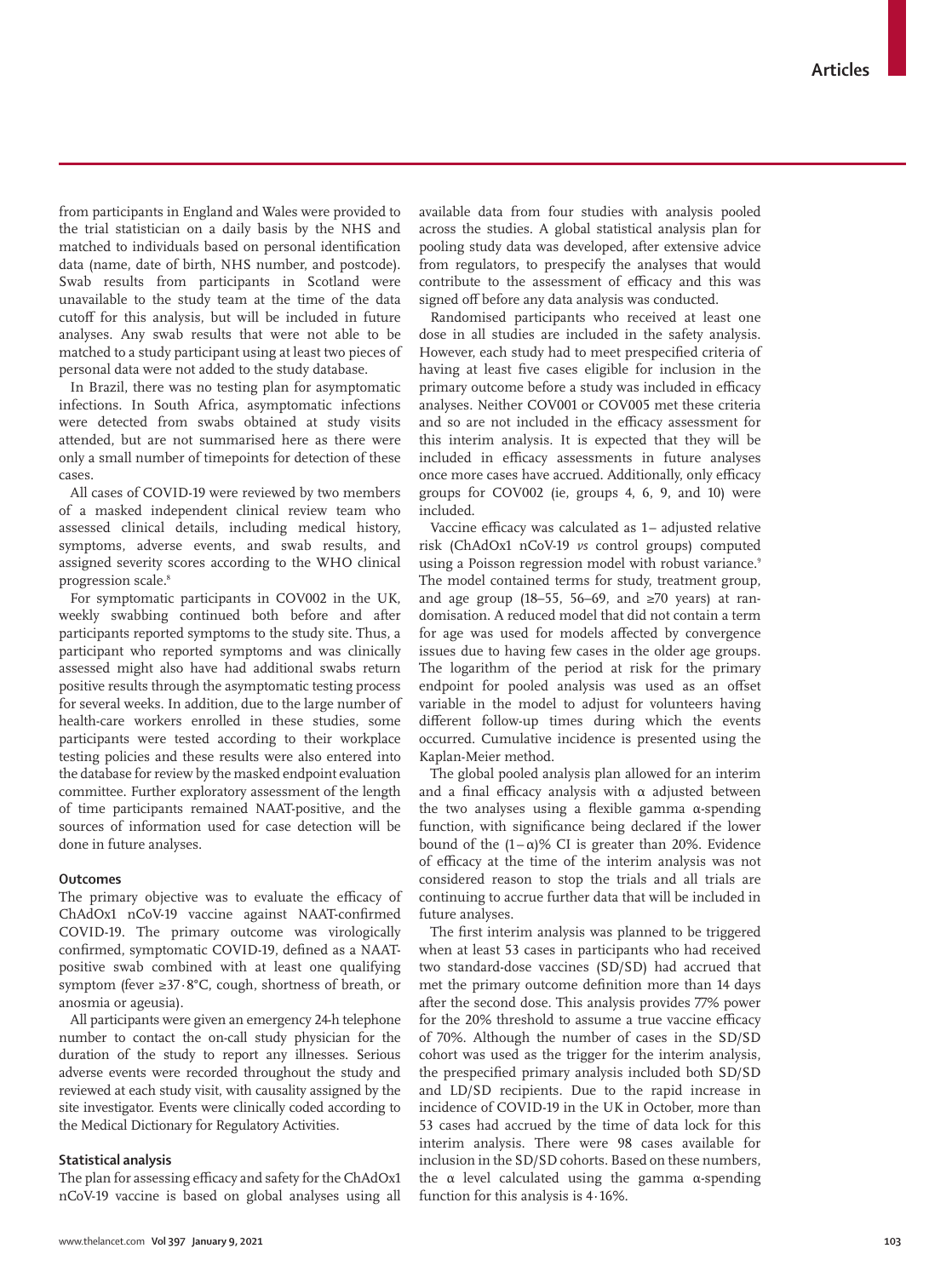from participants in England and Wales were provided to the trial statistician on a daily basis by the NHS and matched to individuals based on personal identification data (name, date of birth, NHS number, and postcode). Swab results from participants in Scotland were unavailable to the study team at the time of the data cutoff for this analysis, but will be included in future analyses. Any swab results that were not able to be matched to a study participant using at least two pieces of personal data were not added to the study database.

In Brazil, there was no testing plan for asymptomatic infections. In South Africa, asymptomatic infections were detected from swabs obtained at study visits attended, but are not summarised here as there were only a small number of timepoints for detection of these cases.

All cases of COVID-19 were reviewed by two members of a masked independent clinical review team who assessed clinical details, including medical history, symptoms, adverse events, and swab results, and assigned severity scores according to the WHO clinical progression scale.[8]

For symptomatic participants in COV002 in the UK, weekly swabbing continued both before and after participants reported symptoms to the study site. Thus, a participant who reported symptoms and was clinically assessed might also have had additional swabs return positive results through the asymptomatic testing process for several weeks. In addition, due to the large number of health-care workers enrolled in these studies, some participants were tested according to their workplace testing policies and these results were also entered into the database for review by the masked endpoint evaluation committee. Further exploratory assessment of the length of time participants remained NAAT-positive, and the sources of information used for case detection will be done in future analyses.

### Outcomes

The primary objective was to evaluate the efficacy of ChAdOx1 nCoV-19 vaccine against NAAT-confirmed COVID-19. The primary outcome was virologically confirmed, symptomatic COVID-19, defined as a NAAT-positive swab combined with at least one qualifying symptom (fever ≥37·8°C, cough, shortness of breath, or anosmia or ageusia).

All participants were given an emergency 24-h telephone number to contact the on-call study physician for the duration of the study to report any illnesses. Serious adverse events were recorded throughout the study and reviewed at each study visit, with causality assigned by the site investigator. Events were clinically coded according to the Medical Dictionary for Regulatory Activities.

### Statistical analysis

The plan for assessing efficacy and safety for the ChAdOx1 nCoV-19 vaccine is based on global analyses using all available data from four studies with analysis pooled across the studies. A global statistical analysis plan for pooling study data was developed, after extensive advice from regulators, to prespecify the analyses that would contribute to the assessment of efficacy and this was signed off before any data analysis was conducted.

Randomised participants who received at least one dose in all studies are included in the safety analysis. However, each study had to meet prespecified criteria of having at least five cases eligible for inclusion in the primary outcome before a study was included in efficacy analyses. Neither COV001 or COV005 met these criteria and so are not included in the efficacy assessment for this interim analysis. It is expected that they will be included in efficacy assessments in future analyses once more cases have accrued. Additionally, only efficacy groups for COV002 (ie, groups 4, 6, 9, and 10) were included.

Vaccine efficacy was calculated as 1– adjusted relative risk (ChAdOx1 nCoV-19 *vs* control groups) computed using a Poisson regression model with robust variance.[9] The model contained terms for study, treatment group, and age group (18–55, 56–69, and ≥70 years) at randomisation. A reduced model that did not contain a term for age was used for models affected by convergence issues due to having few cases in the older age groups. The logarithm of the period at risk for the primary endpoint for pooled analysis was used as an offset variable in the model to adjust for volunteers having different follow-up times during which the events occurred. Cumulative incidence is presented using the Kaplan-Meier method.

The global pooled analysis plan allowed for an interim and a final efficacy analysis with $\alpha$ adjusted between the two analyses using a flexible gamma $\alpha$-spending function, with significance being declared if the lower bound of the $(1-\alpha)$% CI is greater than 20%. Evidence of efficacy at the time of the interim analysis was not considered reason to stop the trials and all trials are continuing to accrue further data that will be included in future analyses.

The first interim analysis was planned to be triggered when at least 53 cases in participants who had received two standard-dose vaccines (SD/SD) had accrued that met the primary outcome definition more than 14 days after the second dose. This analysis provides 77% power for the 20% threshold to assume a true vaccine efficacy of 70%. Although the number of cases in the SD/SD cohort was used as the trigger for the interim analysis, the prespecified primary analysis included both SD/SD and LD/SD recipients. Due to the rapid increase in incidence of COVID-19 in the UK in October, more than 53 cases had accrued by the time of data lock for this interim analysis. There were 98 cases available for inclusion in the SD/SD cohorts. Based on these numbers, the $\alpha$ level calculated using the gamma $\alpha$-spending function for this analysis is 4·16%.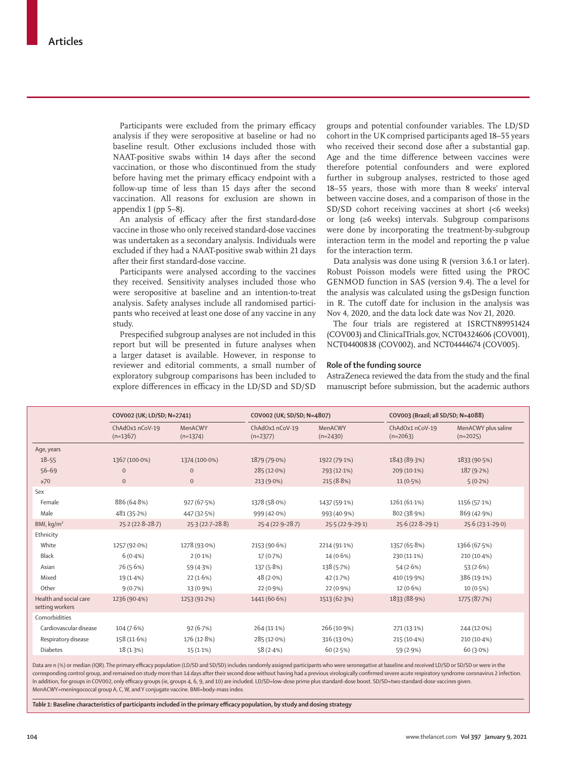Participants were excluded from the primary efficacy analysis if they were seropositive at baseline or had no baseline result. Other exclusions included those with NAAT-positive swabs within 14 days after the second vaccination, or those who discontinued from the study before having met the primary efficacy endpoint with a follow-up time of less than 15 days after the second vaccination. All reasons for exclusion are shown in appendix 1 (pp 5–8).

An analysis of efficacy after the first standard-dose vaccine in those who only received standard-dose vaccines was undertaken as a secondary analysis. Individuals were excluded if they had a NAAT-positive swab within 21 days after their first standard-dose vaccine.

Participants were analysed according to the vaccines they received. Sensitivity analyses included those who were seropositive at baseline and an intention-to-treat analysis. Safety analyses include all randomised participants who received at least one dose of any vaccine in any study.

Prespecified subgroup analyses are not included in this report but will be presented in future analyses when a larger dataset is available. However, in response to reviewer and editorial comments, a small number of exploratory subgroup comparisons has been included to explore differences in efficacy in the LD/SD and SD/SD groups and potential confounder variables. The LD/SD cohort in the UK comprised participants aged 18–55 years who received their second dose after a substantial gap. Age and the time difference between vaccines were therefore potential confounders and were explored further in subgroup analyses, restricted to those aged 18–55 years, those with more than 8 weeks' interval between vaccine doses, and a comparison of those in the SD/SD cohort receiving vaccines at short (<6 weeks) or long (≥6 weeks) intervals. Subgroup comparisons were done by incorporating the treatment-by-subgroup interaction term in the model and reporting the p value for the interaction term.

Data analysis was done using R (version 3.6.1 or later). Robust Poisson models were fitted using the PROC GENMOD function in SAS (version 9.4). The α level for the analysis was calculated using the gsDesign function in R. The cutoff date for inclusion in the analysis was Nov 4, 2020, and the data lock date was Nov 21, 2020.

The four trials are registered at ISRCTN89951424 (COV003) and ClinicalTrials.gov, NCT04324606 (COV001), NCT04400838 (COV002), and NCT04444674 (COV005).

### Role of the funding source

AstraZeneca reviewed the data from the study and the final manuscript before submission, but the academic authors

| | COV002 (UK; LD/SD; N=2741) | | COV002 (UK; SD/SD; N=4807) | | COV003 (Brazil; all SD/SD; N=4088) | |
|---|---|---|---|---|---|---|
| | ChAdOx1 nCoV-19 (n=1367) | MenACWY (n=1374) | ChAdOx1 nCoV-19 (n=2377) | MenACWY (n=2430) | ChAdOx1 nCoV-19 (n=2063) | MenACWY plus saline (n=2025) |
| Age, years | | | | | | |
| 18–55 | 1367 (100·0%) | 1374 (100·0%) | 1879 (79·0%) | 1922 (79·1%) | 1843 (89·3%) | 1833 (90·5%) |
| 56–69 | 0 | 0 | 285 (12·0%) | 293 (12·1%) | 209 (10·1%) | 187 (9·2%) |
| ≥70 | 0 | 0 | 213 (9·0%) | 215 (8·8%) | 11 (0·5%) | 5 (0·2%) |
| Sex | | | | | | |
| Female | 886 (64·8%) | 927 (67·5%) | 1378 (58·0%) | 1437 (59·1%) | 1261 (61·1%) | 1156 (57·1%) |
| Male | 481 (35·2%) | 447 (32·5%) | 999 (42·0%) | 993 (40·9%) | 802 (38·9%) | 869 (42·9%) |
| BMI, kg/m$^2$ | 25·2 (22·8–28·7) | 25·3 (22·7–28·8) | 25·4 (22·9–28·7) | 25·5 (22·9–29·1) | 25·6 (22·8–29·1) | 25·6 (23·1–29·0) |
| Ethnicity | | | | | | |
| White | 1257 (92·0%) | 1278 (93·0%) | 2153 (90·6%) | 2214 (91·1%) | 1357 (65·8%) | 1366 (67·5%) |
| Black | 6 (0·4%) | 2 (0·1%) | 17 (0·7%) | 14 (0·6%) | 230 (11·1%) | 210 (10·4%) |
| Asian | 76 (5·6%) | 59 (4·3%) | 137 (5·8%) | 138 (5·7%) | 54 (2·6%) | 53 (2·6%) |
| Mixed | 19 (1·4%) | 22 (1·6%) | 48 (2·0%) | 42 (1·7%) | 410 (19·9%) | 386 (19·1%) |
| Other | 9 (0·7%) | 13 (0·9%) | 22 (0·9%) | 22 (0·9%) | 12 (0·6%) | 10 (0·5%) |
| Health and social care setting workers | 1236 (90·4%) | 1253 (91·2%) | 1441 (60·6%) | 1513 (62·3%) | 1833 (88·9%) | 1775 (87·7%) |
| Comorbidities | | | | | | |
| Cardiovascular disease | 104 (7·6%) | 92 (6·7%) | 264 (11·1%) | 266 (10·9%) | 271 (13·1%) | 244 (12·0%) |
| Respiratory disease | 158 (11·6%) | 176 (12·8%) | 285 (12·0%) | 316 (13·0%) | 215 (10·4%) | 210 (10·4%) |
| Diabetes | 18 (1·3%) | 15 (1·1%) | 58 (2·4%) | 60 (2·5%) | 59 (2·9%) | 60 (3·0%) |

Data are n (%) or median (IQR). The primary efficacy population (LD/SD and SD/SD) includes randomly assigned participants who were seronegative at baseline and received LD/SD or SD/SD or were in the corresponding control group, and remained on study more than 14 days after their second dose without having had a previous virologically confirmed severe acute respiratory syndrome coronavirus 2 infection. In addition, for groups in COV002, only efficacy groups (ie, groups 4, 6, 9, and 10) are included. LD/SD=low-dose prime plus standard-dose boost. SD/SD=two standard-dose vaccines given. MenACWY=meningococcal group A, C, W, and Y conjugate vaccine. BMI=body-mass index.

***Table 1:* Baseline characteristics of participants included in the primary efficacy population, by study and dosing strategy**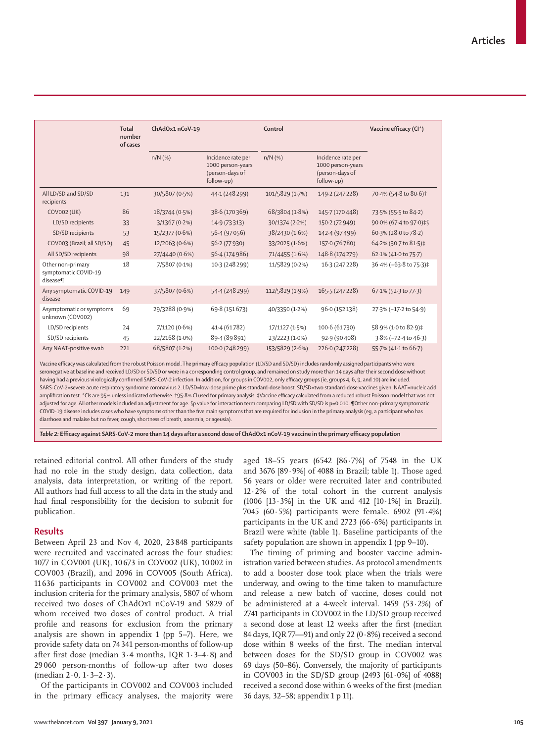| | Total number of cases | ChAdOx1 nCoV-19 | | Control | | Vaccine efficacy (CI*) |
|---|---|---|---|---|---|---|
| | | n/N (%) | Incidence rate per 1000 person-years (person-days of follow-up) | n/N (%) | Incidence rate per 1000 person-years (person-days of follow-up) | |
| All LD/SD and SD/SD recipients | 131 | 30/5807 (0·5%) | 44·1 (248 299) | 101/5829 (1·7%) | 149·2 (247 228) | 70·4% (54·8 to 80·6)† |
| COV002 (UK) | 86 | 18/3744 (0·5%) | 38·6 (170 369) | 68/3804 (1·8%) | 145·7 (170 448) | 73·5% (55·5 to 84·2) |
| LD/SD recipients | 33 | 3/1367 (0·2%) | 14·9 (73 313) | 30/1374 (2·2%) | 150·2 (72 949) | 90·0% (67·4 to 97·0)‡§ |
| SD/SD recipients | 53 | 15/2377 (0·6%) | 56·4 (97 056) | 38/2430 (1·6%) | 142·4 (97 499) | 60·3% (28·0 to 78·2) |
| COV003 (Brazil; all SD/SD) | 45 | 12/2063 (0·6%) | 56·2 (77 930) | 33/2025 (1·6%) | 157·0 (76 780) | 64·2% (30·7 to 81·5)‡ |
| All SD/SD recipients | 98 | 27/4440 (0·6%) | 56·4 (174 986) | 71/4455 (1·6%) | 148·8 (174 279) | 62·1% (41·0 to 75·7) |
| Other non-primary symptomatic COVID-19 disease¶ | 18 | 7/5807 (0·1%) | 10·3 (248 299) | 11/5829 (0·2%) | 16·3 (247 228) | 36·4% (−63·8 to 75·3)‡ |
| Any symptomatic COVID-19 disease | 149 | 37/5807 (0·6%) | 54·4 (248 299) | 112/5829 (1·9%) | 165·5 (247 228) | 67·1% (52·3 to 77·3) |
| Asymptomatic or symptoms unknown (COV002) | 69 | 29/3288 (0·9%) | 69·8 (151 673) | 40/3350 (1·2%) | 96·0 (152 138) | 27·3% (−17·2 to 54·9) |
| LD/SD recipients | 24 | 7/1120 (0·6%) | 41·4 (61 782) | 17/1127 (1·5%) | 100·6 (61 730) | 58·9% (1·0 to 82·9)‡ |
| SD/SD recipients | 45 | 22/2168 (1·0%) | 89·4 (89 891) | 23/2223 (1·0%) | 92·9 (90 408) | 3·8% (−72·4 to 46·3) |
| Any NAAT-positive swab | 221 | 68/5807 (1·2%) | 100·0 (248 299) | 153/5829 (2·6%) | 226·0 (247 228) | 55·7% (41·1 to 66·7) |

Vaccine efficacy was calculated from the robust Poisson model. The primary efficacy population (LD/SD and SD/SD) includes randomly assigned participants who were seronegative at baseline and received LD/SD or SD/SD or were in a corresponding control group, and remained on study more than 14 days after their second dose without having had a previous virologically confirmed SARS-CoV-2 infection. In addition, for groups in COV002, only efficacy groups (ie, groups 4, 6, 9, and 10) are included. SARS-CoV-2=severe acute respiratory syndrome coronavirus 2. LD/SD=low-dose prime plus standard-dose boost. SD/SD=two standard-dose vaccines given. NAAT=nucleic acid amplification test. *CIs are 95% unless indicated otherwise. †95·8% CI used for primary analysis. ‡Vaccine efficacy calculated from a reduced robust Poisson model that was not adjusted for age. All other models included an adjustment for age. §p value for interaction term comparing LD/SD with SD/SD is p=0·010. ¶Other non-primary symptomatic COVID-19 disease includes cases who have symptoms other than the five main symptoms that are required for inclusion in the primary analysis (eg, a participant who has diarrhoea and malaise but no fever, cough, shortness of breath, anosmia, or ageusia).

*Table 2:* **Efficacy against SARS-CoV-2 more than 14 days after a second dose of ChAdOx1 nCoV-19 vaccine in the primary efficacy population**

retained editorial control. All other funders of the study had no role in the study design, data collection, data analysis, data interpretation, or writing of the report. All authors had full access to all the data in the study and had final responsibility for the decision to submit for publication.

## Results

Between April 23 and Nov 4, 2020, 23 848 participants were recruited and vaccinated across the four studies: 1077 in COV001 (UK), 10 673 in COV002 (UK), 10 002 in COV003 (Brazil), and 2096 in COV005 (South Africa). 11 636 participants in COV002 and COV003 met the inclusion criteria for the primary analysis, 5807 of whom received two doses of ChAdOx1 nCoV-19 and 5829 of whom received two doses of control product. A trial profile and reasons for exclusion from the primary analysis are shown in appendix 1 (pp 5–7). Here, we provide safety data on 74 341 person-months of follow-up after first dose (median 3·4 months, IQR 1·3–4·8) and 29 060 person-months of follow-up after two doses (median 2·0, 1·3–2·3).

Of the participants in COV002 and COV003 included in the primary efficacy analyses, the majority were aged 18–55 years (6542 [86·7%] of 7548 in the UK and 3676 [89·9%] of 4088 in Brazil; table 1). Those aged 56 years or older were recruited later and contributed 12·2% of the total cohort in the current analysis (1006 [13·3%] in the UK and 412 [10·1%] in Brazil). 7045 (60·5%) participants were female. 6902 (91·4%) participants in the UK and 2723 (66·6%) participants in Brazil were white (table 1). Baseline participants of the safety population are shown in appendix 1 (pp 9–10).

The timing of priming and booster vaccine administration varied between studies. As protocol amendments to add a booster dose took place when the trials were underway, and owing to the time taken to manufacture and release a new batch of vaccine, doses could not be administered at a 4-week interval. 1459 (53·2%) of 2741 participants in COV002 in the LD/SD group received a second dose at least 12 weeks after the first (median 84 days, IQR 77––91) and only 22 (0·8%) received a second dose within 8 weeks of the first. The median interval between doses for the SD/SD group in COV002 was 69 days (50–86). Conversely, the majority of participants in COV003 in the SD/SD group (2493 [61·0%] of 4088) received a second dose within 6 weeks of the first (median 36 days, 32–58; appendix 1 p 11).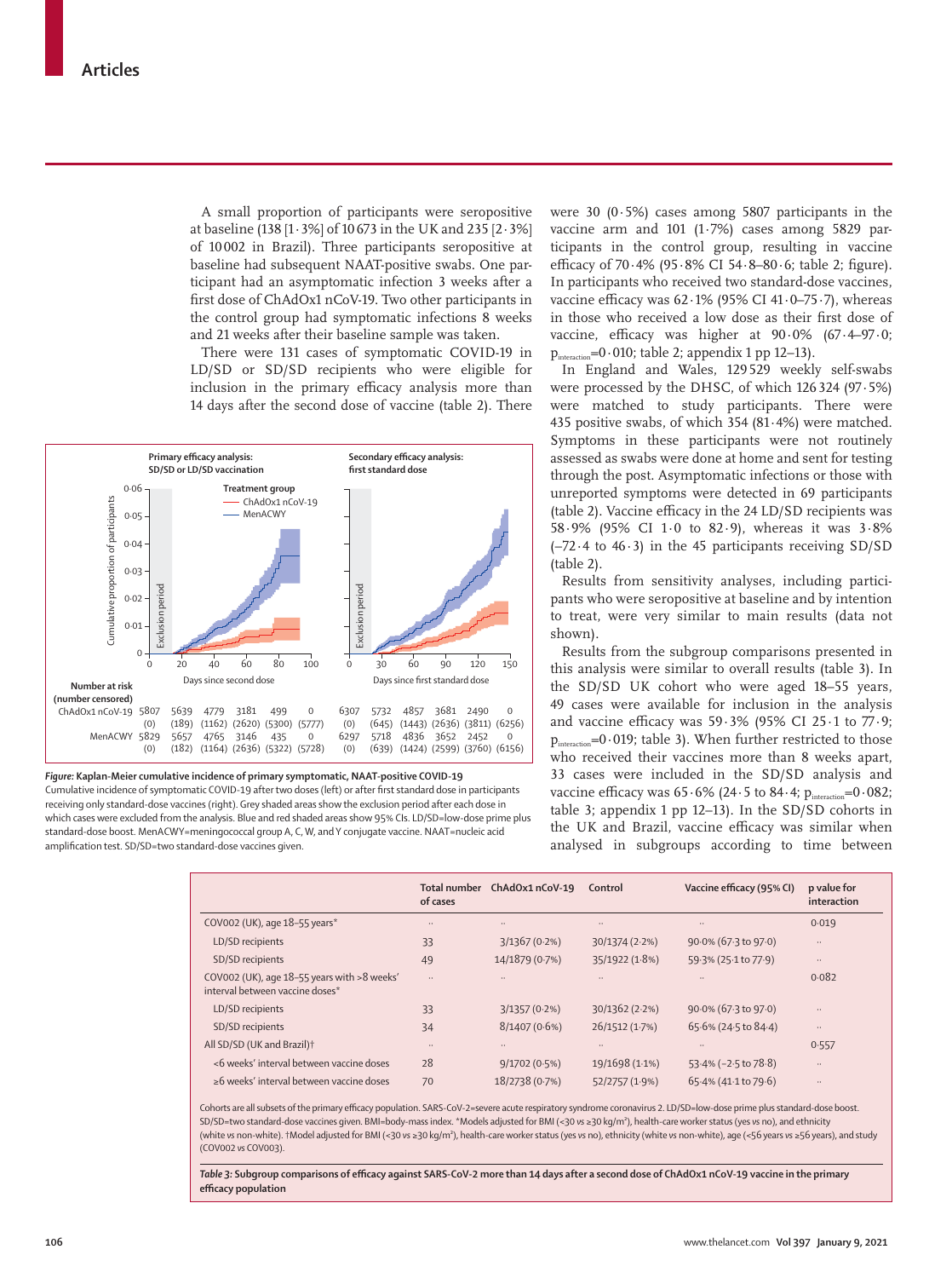A small proportion of participants were seropositive at baseline (138 [1·3%] of 10 673 in the UK and 235 [2·3%] of 10 002 in Brazil). Three participants seropositive at baseline had subsequent NAAT-positive swabs. One participant had an asymptomatic infection 3 weeks after a first dose of ChAdOx1 nCoV-19. Two other participants in the control group had symptomatic infections 8 weeks and 21 weeks after their baseline sample was taken.

There were 131 cases of symptomatic COVID-19 in LD/SD or SD/SD recipients who were eligible for inclusion in the primary efficacy analysis more than 14 days after the second dose of vaccine (table 2). There were 30 (0·5%) cases among 5807 participants in the vaccine arm and 101 (1·7%) cases among 5829 participants in the control group, resulting in vaccine efficacy of 70·4% (95·8% CI 54·8–80·6; table 2; figure). In participants who received two standard-dose vaccines, vaccine efficacy was 62·1% (95% CI 41·0–75·7), whereas in those who received a low dose as their first dose of vaccine, efficacy was higher at 90·0% (67·4–97·0; $p_{interaction}$=0·010; table 2; appendix 1 pp 12–13).

In England and Wales, 129 529 weekly self-swabs were processed by the DHSC, of which 126 324 (97·5%) were matched to study participants. There were 435 positive swabs, of which 354 (81·4%) were matched. Symptoms in these participants were not routinely assessed as swabs were done at home and sent for testing through the post. Asymptomatic infections or those with unreported symptoms were detected in 69 participants (table 2). Vaccine efficacy in the 24 LD/SD recipients was 58·9% (95% CI 1·0 to 82·9), whereas it was 3·8% (−72·4 to 46·3) in the 45 participants receiving SD/SD (table 2).

Results from sensitivity analyses, including participants who were seropositive at baseline and by intention to treat, were very similar to main results (data not shown).

Results from the subgroup comparisons presented in this analysis were similar to overall results (table 3). In the SD/SD UK cohort who were aged 18–55 years, 49 cases were available for inclusion in the analysis and vaccine efficacy was 59·3% (95% CI 25·1 to 77·9; $p_{interaction}$=0·019; table 3). When further restricted to those who received their vaccines more than 8 weeks apart, 33 cases were included in the SD/SD analysis and vaccine efficacy was 65·6% (24·5 to 84·4; $p_{interaction}$=0·082; table 3; appendix 1 pp 12–13). In the SD/SD cohorts in the UK and Brazil, vaccine efficacy was similar when analysed in subgroups according to time between

Primary efficacy analysis: SD/SD or LD/SD vaccination

Secondary efficacy analysis: first standard dose

Treatment group
ChAdOx1 nCoV-19
MenACWY

Cumulative proportion of participants

0·06
0·05
0·04
0·03
0·02
0·01
0

Exclusion period

Days since second dose
0 20 40 60 80 100

Days since first standard dose
0 30 60 90 120 150

Number at risk (number censored)

ChAdOx1 nCoV-19 5807 (0) 5639 (189) 4779 (1162) 3181 (2620) 499 (5300) 0 (5777) | 6307 (0) 5732 (645) 4857 (1443) 3681 (2636) 2490 (3811) 0 (6256)

MenACWY 5829 (0) 5657 (182) 4765 (1164) 3146 (2636) 435 (5322) 0 (5728) | 6297 (0) 5718 (639) 4836 (1424) 3652 (2599) 2452 (3760) 0 (6156)

*Figure:* **Kaplan-Meier cumulative incidence of primary symptomatic, NAAT-positive COVID-19**
Cumulative incidence of symptomatic COVID-19 after two doses (left) or after first standard dose in participants receiving only standard-dose vaccines (right). Grey shaded areas show the exclusion period after each dose in which cases were excluded from the analysis. Blue and red shaded areas show 95% CIs. LD/SD=low-dose prime plus standard-dose boost. MenACWY=meningococcal group A, C, W, and Y conjugate vaccine. NAAT=nucleic acid amplification test. SD/SD=two standard-dose vaccines given.

| | Total number of cases | ChAdOx1 nCoV-19 | Control | Vaccine efficacy (95% CI) | p value for interaction |
|---|---|---|---|---|---|
| COV002 (UK), age 18–55 years* | .. | .. | .. | .. | 0·019 |
| LD/SD recipients | 33 | 3/1367 (0·2%) | 30/1374 (2·2%) | 90·0% (67·3 to 97·0) | .. |
| SD/SD recipients | 49 | 14/1879 (0·7%) | 35/1922 (1·8%) | 59·3% (25·1 to 77·9) | .. |
| COV002 (UK), age 18–55 years with >8 weeks' interval between vaccine doses* | .. | .. | .. | .. | 0·082 |
| LD/SD recipients | 33 | 3/1357 (0·2%) | 30/1362 (2·2%) | 90·0% (67·3 to 97·0) | .. |
| SD/SD recipients | 34 | 8/1407 (0·6%) | 26/1512 (1·7%) | 65·6% (24·5 to 84·4) | .. |
| All SD/SD (UK and Brazil)† | .. | .. | .. | .. | 0·557 |
| <6 weeks' interval between vaccine doses | 28 | 9/1702 (0·5%) | 19/1698 (1·1%) | 53·4% (−2·5 to 78·8) | .. |
| ≥6 weeks' interval between vaccine doses | 70 | 18/2738 (0·7%) | 52/2757 (1·9%) | 65·4% (41·1 to 79·6) | .. |

Cohorts are all subsets of the primary efficacy population. SARS-CoV-2=severe acute respiratory syndrome coronavirus 2. LD/SD=low-dose prime plus standard-dose boost. SD/SD=two standard-dose vaccines given. BMI=body-mass index. *Models adjusted for BMI (<30 *vs* ≥30 kg/m²), health-care worker status (yes *vs* no), and ethnicity (white *vs* non-white). †Model adjusted for BMI (<30 *vs* ≥30 kg/m²), health-care worker status (yes *vs* no), ethnicity (white *vs* non-white), age (<56 years *vs* ≥56 years), and study (COV002 *vs* COV003).

*Table 3:* **Subgroup comparisons of efficacy against SARS-CoV-2 more than 14 days after a second dose of ChAdOx1 nCoV-19 vaccine in the primary efficacy population**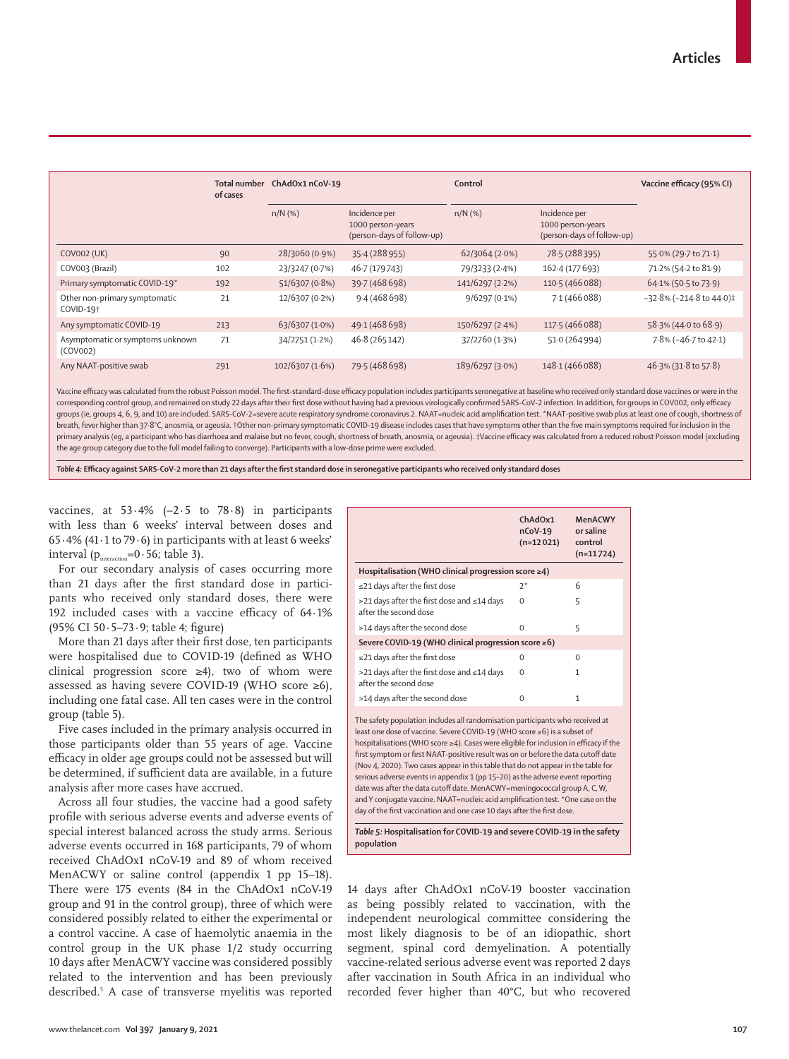| | Total number of cases | ChAdOx1 nCoV-19 | | Control | | Vaccine efficacy (95% CI) |
|---|---|---|---|---|---|---|
| | | n/N (%) | Incidence per 1000 person-years (person-days of follow-up) | n/N (%) | Incidence per 1000 person-years (person-days of follow-up) | |
| COV002 (UK) | 90 | 28/3060 (0·9%) | 35·4 (288 955) | 62/3064 (2·0%) | 78·5 (288 395) | 55·0% (29·7 to 71·1) |
| COV003 (Brazil) | 102 | 23/3247 (0·7%) | 46·7 (179 743) | 79/3233 (2·4%) | 162·4 (177 693) | 71·2% (54·2 to 81·9) |
| Primary symptomatic COVID-19* | 192 | 51/6307 (0·8%) | 39·7 (468 698) | 141/6297 (2·2%) | 110·5 (466 088) | 64·1% (50·5 to 73·9) |
| Other non-primary symptomatic COVID-19† | 21 | 12/6307 (0·2%) | 9·4 (468 698) | 9/6297 (0·1%) | 7·1 (466 088) | −32·8% (−214·8 to 44·0)‡ |
| Any symptomatic COVID-19 | 213 | 63/6307 (1·0%) | 49·1 (468 698) | 150/6297 (2·4%) | 117·5 (466 088) | 58·3% (44·0 to 68·9) |
| Asymptomatic or symptoms unknown (COV002) | 71 | 34/2751 (1·2%) | 46·8 (265 142) | 37/2760 (1·3%) | 51·0 (264 994) | 7·8% (−46·7 to 42·1) |
| Any NAAT-positive swab | 291 | 102/6307 (1·6%) | 79·5 (468 698) | 189/6297 (3·0%) | 148·1 (466 088) | 46·3% (31·8 to 57·8) |

Vaccine efficacy was calculated from the robust Poisson model. The first-standard-dose efficacy population includes participants seronegative at baseline who received only standard dose vaccines or were in the corresponding control group, and remained on study 22 days after their first dose without having had a previous virologically confirmed SARS-CoV-2 infection. In addition, for groups in COV002, only efficacy groups (ie, groups 4, 6, 9, and 10) are included. SARS-CoV-2=severe acute respiratory syndrome coronavirus 2. NAAT=nucleic acid amplification test. *NAAT-positive swab plus at least one of cough, shortness of breath, fever higher than 37·8°C, anosmia, or ageusia. †Other non-primary symptomatic COVID-19 disease includes cases that have symptoms other than the five main symptoms required for inclusion in the primary analysis (eg, a participant who has diarrhoea and malaise but no fever, cough, shortness of breath, anosmia, or ageusia). ‡Vaccine efficacy was calculated from a reduced robust Poisson model (excluding the age group category due to the full model failing to converge). Participants with a low-dose prime were excluded.

***Table 4:* Efficacy against SARS-CoV-2 more than 21 days after the first standard dose in seronegative participants who received only standard doses**

vaccines, at 53·4% (–2·5 to 78·8) in participants with less than 6 weeks' interval between doses and 65·4% (41·1 to 79·6) in participants with at least 6 weeks' interval ($p_{interaction}$=0·56; table 3).

For our secondary analysis of cases occurring more than 21 days after the first standard dose in participants who received only standard doses, there were 192 included cases with a vaccine efficacy of 64·1% (95% CI 50·5–73·9; table 4; figure)

More than 21 days after their first dose, ten participants were hospitalised due to COVID-19 (defined as WHO clinical progression score ≥4), two of whom were assessed as having severe COVID-19 (WHO score ≥6), including one fatal case. All ten cases were in the control group (table 5).

Five cases included in the primary analysis occurred in those participants older than 55 years of age. Vaccine efficacy in older age groups could not be assessed but will be determined, if sufficient data are available, in a future analysis after more cases have accrued.

Across all four studies, the vaccine had a good safety profile with serious adverse events and adverse events of special interest balanced across the study arms. Serious adverse events occurred in 168 participants, 79 of whom received ChAdOx1 nCoV-19 and 89 of whom received MenACWY or saline control (appendix 1 pp 15–18). There were 175 events (84 in the ChAdOx1 nCoV-19 group and 91 in the control group), three of which were considered possibly related to either the experimental or a control vaccine. A case of haemolytic anaemia in the control group in the UK phase 1/2 study occurring 10 days after MenACWY vaccine was considered possibly related to the intervention and has been previously described.[5] A case of transverse myelitis was reported 14 days after ChAdOx1 nCoV-19 booster vaccination as being possibly related to vaccination, with the independent neurological committee considering the most likely diagnosis to be of an idiopathic, short segment, spinal cord demyelination. A potentially vaccine-related serious adverse event was reported 2 days after vaccination in South Africa in an individual who recorded fever higher than 40°C, but who recovered

| | ChAdOx1 nCoV-19 (n=12 021) | MenACWY or saline control (n=11 724) |
|---|---|---|
| **Hospitalisation (WHO clinical progression score ≥4)** | | |
| ≤21 days after the first dose | 2* | 6 |
| >21 days after the first dose and ≤14 days after the second dose | 0 | 5 |
| >14 days after the second dose | 0 | 5 |
| **Severe COVID-19 (WHO clinical progression score ≥6)** | | |
| ≤21 days after the first dose | 0 | 0 |
| >21 days after the first dose and ≤14 days after the second dose | 0 | 1 |
| >14 days after the second dose | 0 | 1 |

The safety population includes all randomisation participants who received at least one dose of vaccine. Severe COVID-19 (WHO score ≥6) is a subset of hospitalisations (WHO score ≥4). Cases were eligible for inclusion in efficacy if the first symptom or first NAAT-positive result was on or before the data cutoff date (Nov 4, 2020). Two cases appear in this table that do not appear in the table for serious adverse events in appendix 1 (pp 15–20) as the adverse event reporting date was after the data cutoff date. MenACWY=meningococcal group A, C, W, and Y conjugate vaccine. NAAT=nucleic acid amplification test. *One case on the day of the first vaccination and one case 10 days after the first dose.

***Table 5:* Hospitalisation for COVID-19 and severe COVID-19 in the safety population**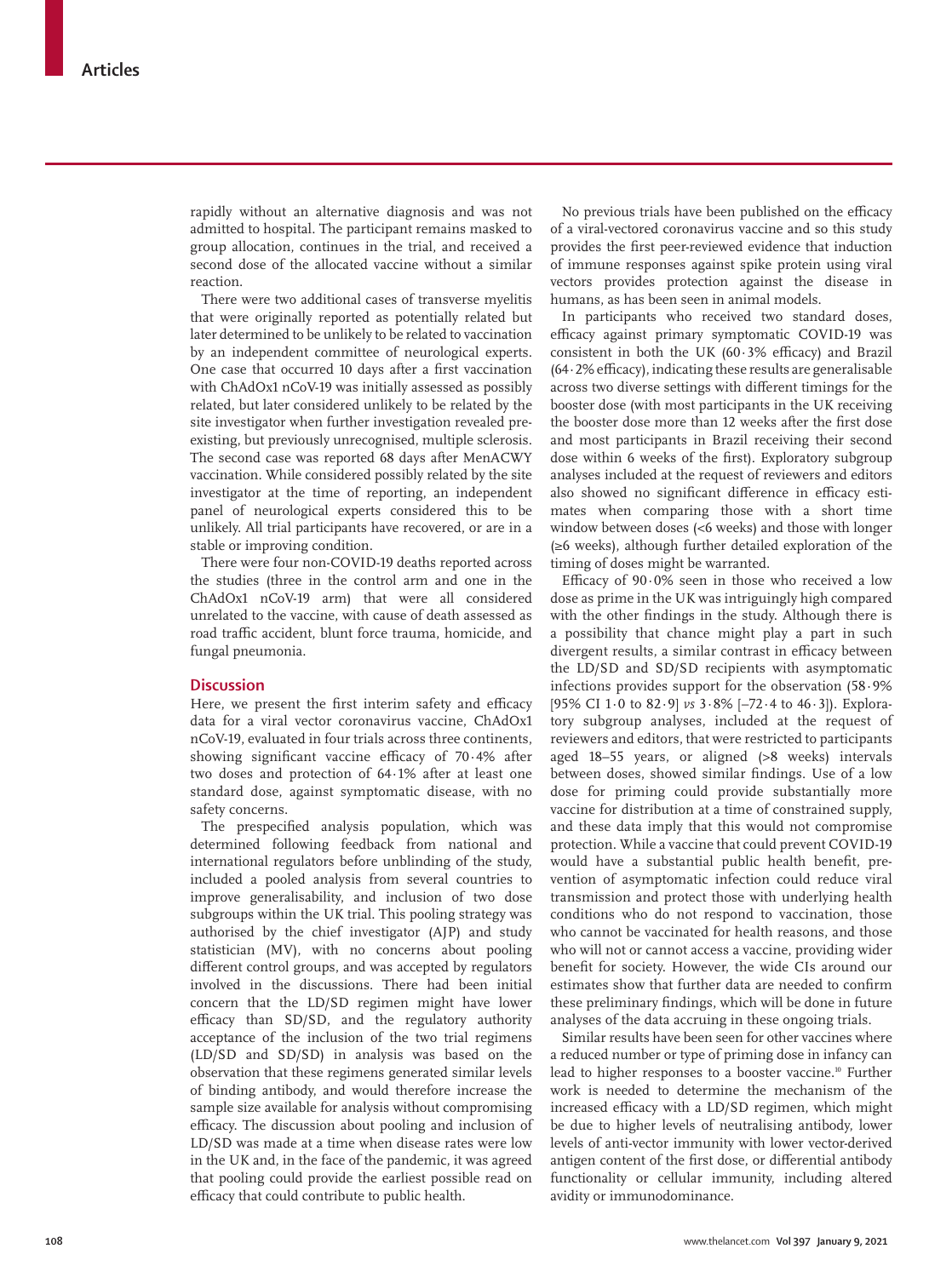rapidly without an alternative diagnosis and was not admitted to hospital. The participant remains masked to group allocation, continues in the trial, and received a second dose of the allocated vaccine without a similar reaction.

There were two additional cases of transverse myelitis that were originally reported as potentially related but later determined to be unlikely to be related to vaccination by an independent committee of neurological experts. One case that occurred 10 days after a first vaccination with ChAdOx1 nCoV-19 was initially assessed as possibly related, but later considered unlikely to be related by the site investigator when further investigation revealed pre-existing, but previously unrecognised, multiple sclerosis. The second case was reported 68 days after MenACWY vaccination. While considered possibly related by the site investigator at the time of reporting, an independent panel of neurological experts considered this to be unlikely. All trial participants have recovered, or are in a stable or improving condition.

There were four non-COVID-19 deaths reported across the studies (three in the control arm and one in the ChAdOx1 nCoV-19 arm) that were all considered unrelated to the vaccine, with cause of death assessed as road traffic accident, blunt force trauma, homicide, and fungal pneumonia.

## Discussion

Here, we present the first interim safety and efficacy data for a viral vector coronavirus vaccine, ChAdOx1 nCoV-19, evaluated in four trials across three continents, showing significant vaccine efficacy of 70·4% after two doses and protection of 64·1% after at least one standard dose, against symptomatic disease, with no safety concerns.

The prespecified analysis population, which was determined following feedback from national and international regulators before unblinding of the study, included a pooled analysis from several countries to improve generalisability, and inclusion of two dose subgroups within the UK trial. This pooling strategy was authorised by the chief investigator (AJP) and study statistician (MV), with no concerns about pooling different control groups, and was accepted by regulators involved in the discussions. There had been initial concern that the LD/SD regimen might have lower efficacy than SD/SD, and the regulatory authority acceptance of the inclusion of the two trial regimens (LD/SD and SD/SD) in analysis was based on the observation that these regimens generated similar levels of binding antibody, and would therefore increase the sample size available for analysis without compromising efficacy. The discussion about pooling and inclusion of LD/SD was made at a time when disease rates were low in the UK and, in the face of the pandemic, it was agreed that pooling could provide the earliest possible read on efficacy that could contribute to public health.

No previous trials have been published on the efficacy of a viral-vectored coronavirus vaccine and so this study provides the first peer-reviewed evidence that induction of immune responses against spike protein using viral vectors provides protection against the disease in humans, as has been seen in animal models.

In participants who received two standard doses, efficacy against primary symptomatic COVID-19 was consistent in both the UK (60·3% efficacy) and Brazil (64·2% efficacy), indicating these results are generalisable across two diverse settings with different timings for the booster dose (with most participants in the UK receiving the booster dose more than 12 weeks after the first dose and most participants in Brazil receiving their second dose within 6 weeks of the first). Exploratory subgroup analyses included at the request of reviewers and editors also showed no significant difference in efficacy estimates when comparing those with a short time window between doses (<6 weeks) and those with longer (≥6 weeks), although further detailed exploration of the timing of doses might be warranted.

Efficacy of 90·0% seen in those who received a low dose as prime in the UK was intriguingly high compared with the other findings in the study. Although there is a possibility that chance might play a part in such divergent results, a similar contrast in efficacy between the LD/SD and SD/SD recipients with asymptomatic infections provides support for the observation (58·9% [95% CI 1·0 to 82·9] *vs* 3·8% [–72·4 to 46·3]). Exploratory subgroup analyses, included at the request of reviewers and editors, that were restricted to participants aged 18–55 years, or aligned (>8 weeks) intervals between doses, showed similar findings. Use of a low dose for priming could provide substantially more vaccine for distribution at a time of constrained supply, and these data imply that this would not compromise protection. While a vaccine that could prevent COVID-19 would have a substantial public health benefit, prevention of asymptomatic infection could reduce viral transmission and protect those with underlying health conditions who do not respond to vaccination, those who cannot be vaccinated for health reasons, and those who will not or cannot access a vaccine, providing wider benefit for society. However, the wide CIs around our estimates show that further data are needed to confirm these preliminary findings, which will be done in future analyses of the data accruing in these ongoing trials.

Similar results have been seen for other vaccines where a reduced number or type of priming dose in infancy can lead to higher responses to a booster vaccine.[10] Further work is needed to determine the mechanism of the increased efficacy with a LD/SD regimen, which might be due to higher levels of neutralising antibody, lower levels of anti-vector immunity with lower vector-derived antigen content of the first dose, or differential antibody functionality or cellular immunity, including altered avidity or immunodominance.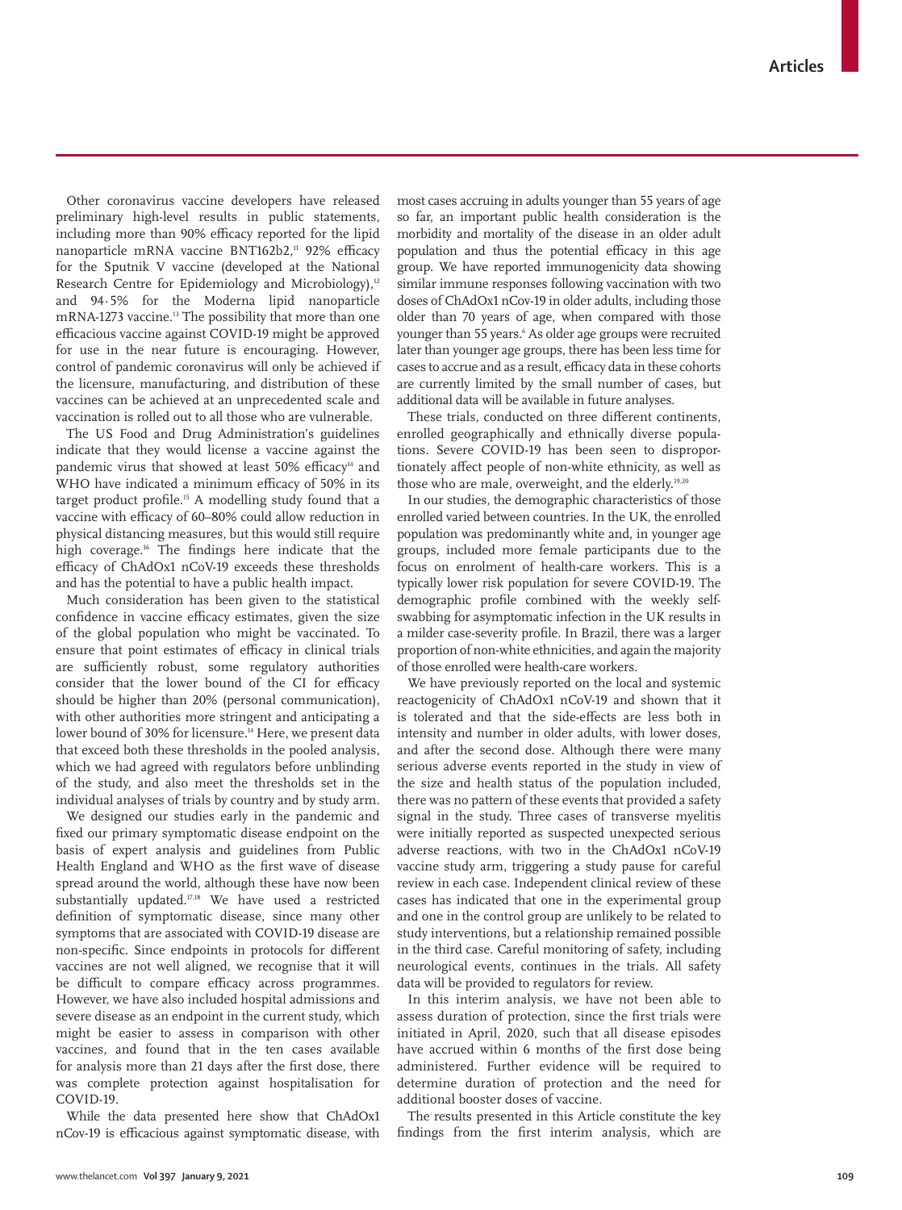Other coronavirus vaccine developers have released preliminary high-level results in public statements, including more than 90% efficacy reported for the lipid nanoparticle mRNA vaccine BNT162b2,[11] 92% efficacy for the Sputnik V vaccine (developed at the National Research Centre for Epidemiology and Microbiology),[12] and 94·5% for the Moderna lipid nanoparticle mRNA-1273 vaccine.[13] The possibility that more than one efficacious vaccine against COVID-19 might be approved for use in the near future is encouraging. However, control of pandemic coronavirus will only be achieved if the licensure, manufacturing, and distribution of these vaccines can be achieved at an unprecedented scale and vaccination is rolled out to all those who are vulnerable.

The US Food and Drug Administration's guidelines indicate that they would license a vaccine against the pandemic virus that showed at least 50% efficacy[14] and WHO have indicated a minimum efficacy of 50% in its target product profile.[15] A modelling study found that a vaccine with efficacy of 60–80% could allow reduction in physical distancing measures, but this would still require high coverage.[16] The findings here indicate that the efficacy of ChAdOx1 nCoV-19 exceeds these thresholds and has the potential to have a public health impact.

Much consideration has been given to the statistical confidence in vaccine efficacy estimates, given the size of the global population who might be vaccinated. To ensure that point estimates of efficacy in clinical trials are sufficiently robust, some regulatory authorities consider that the lower bound of the CI for efficacy should be higher than 20% (personal communication), with other authorities more stringent and anticipating a lower bound of 30% for licensure.[14] Here, we present data that exceed both these thresholds in the pooled analysis, which we had agreed with regulators before unblinding of the study, and also meet the thresholds set in the individual analyses of trials by country and by study arm.

We designed our studies early in the pandemic and fixed our primary symptomatic disease endpoint on the basis of expert analysis and guidelines from Public Health England and WHO as the first wave of disease spread around the world, although these have now been substantially updated.[17,18] We have used a restricted definition of symptomatic disease, since many other symptoms that are associated with COVID-19 disease are non-specific. Since endpoints in protocols for different vaccines are not well aligned, we recognise that it will be difficult to compare efficacy across programmes. However, we have also included hospital admissions and severe disease as an endpoint in the current study, which might be easier to assess in comparison with other vaccines, and found that in the ten cases available for analysis more than 21 days after the first dose, there was complete protection against hospitalisation for COVID-19.

While the data presented here show that ChAdOx1 nCov-19 is efficacious against symptomatic disease, with most cases accruing in adults younger than 55 years of age so far, an important public health consideration is the morbidity and mortality of the disease in an older adult population and thus the potential efficacy in this age group. We have reported immunogenicity data showing similar immune responses following vaccination with two doses of ChAdOx1 nCov-19 in older adults, including those older than 70 years of age, when compared with those younger than 55 years.[6] As older age groups were recruited later than younger age groups, there has been less time for cases to accrue and as a result, efficacy data in these cohorts are currently limited by the small number of cases, but additional data will be available in future analyses.

These trials, conducted on three different continents, enrolled geographically and ethnically diverse populations. Severe COVID-19 has been seen to disproportionately affect people of non-white ethnicity, as well as those who are male, overweight, and the elderly.[19,20]

In our studies, the demographic characteristics of those enrolled varied between countries. In the UK, the enrolled population was predominantly white and, in younger age groups, included more female participants due to the focus on enrolment of health-care workers. This is a typically lower risk population for severe COVID-19. The demographic profile combined with the weekly self-swabbing for asymptomatic infection in the UK results in a milder case-severity profile. In Brazil, there was a larger proportion of non-white ethnicities, and again the majority of those enrolled were health-care workers.

We have previously reported on the local and systemic reactogenicity of ChAdOx1 nCoV-19 and shown that it is tolerated and that the side-effects are less both in intensity and number in older adults, with lower doses, and after the second dose. Although there were many serious adverse events reported in the study in view of the size and health status of the population included, there was no pattern of these events that provided a safety signal in the study. Three cases of transverse myelitis were initially reported as suspected unexpected serious adverse reactions, with two in the ChAdOx1 nCoV-19 vaccine study arm, triggering a study pause for careful review in each case. Independent clinical review of these cases has indicated that one in the experimental group and one in the control group are unlikely to be related to study interventions, but a relationship remained possible in the third case. Careful monitoring of safety, including neurological events, continues in the trials. All safety data will be provided to regulators for review.

In this interim analysis, we have not been able to assess duration of protection, since the first trials were initiated in April, 2020, such that all disease episodes have accrued within 6 months of the first dose being administered. Further evidence will be required to determine duration of protection and the need for additional booster doses of vaccine.

The results presented in this Article constitute the key findings from the first interim analysis, which are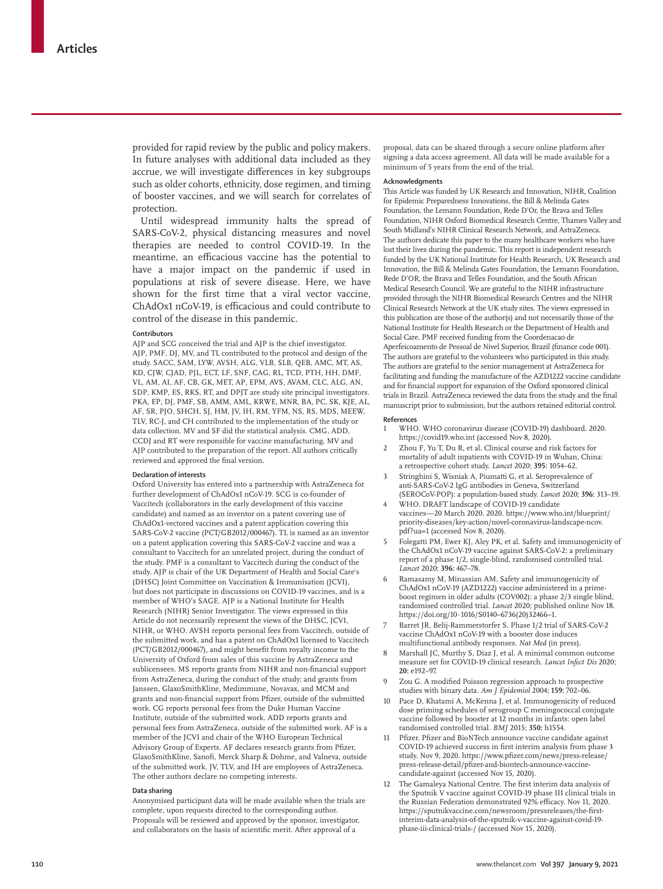provided for rapid review by the public and policy makers. In future analyses with additional data included as they accrue, we will investigate differences in key subgroups such as older cohorts, ethnicity, dose regimen, and timing of booster vaccines, and we will search for correlates of protection.

Until widespread immunity halts the spread of SARS-CoV-2, physical distancing measures and novel therapies are needed to control COVID-19. In the meantime, an efficacious vaccine has the potential to have a major impact on the pandemic if used in populations at risk of severe disease. Here, we have shown for the first time that a viral vector vaccine, ChAdOx1 nCoV-19, is efficacious and could contribute to control of the disease in this pandemic.

#### Contributors

AJP and SCG conceived the trial and AJP is the chief investigator. AJP, PMF, DJ, MV, and TL contributed to the protocol and design of the study. SACC, SAM, LYW, AVSH, ALG, VLB, SLB, QEB, AMC, MT, AS, KD, CJW, CJAD, PJL, ECT, LF, SNF, CAG, RL, TCD, PTH, HH, DMF, VL, AM, AI, AF, CB, GK, MET, AP, EPM, AVS, AVAM, CLC, ALG, AN, SDP, KMP, ES, RKS, RT, and DPJT are study site principal investigators. PKA, EP, DJ, PMF, SB, AMM, AML, KRWE, MNR, BA, PC, SK, KJE, AL, AF, SR, PJO, SHCH, SJ, HM, JV, IH, RM, YFM, NS, RS, MDS, MEEW, TLV, RC-J, and CH contributed to the implementation of the study or data collection. MV and SF did the statistical analysis. CMG, ADD, CCDJ and RT were responsible for vaccine manufacturing. MV and AJP contributed to the preparation of the report. All authors critically reviewed and approved the final version.

#### Declaration of interests

Oxford University has entered into a partnership with AstraZeneca for further development of ChAdOx1 nCoV-19. SCG is co-founder of Vaccitech (collaborators in the early development of this vaccine candidate) and named as an inventor on a patent covering use of ChAdOx1-vectored vaccines and a patent application covering this SARS-CoV-2 vaccine (PCT/GB2012/000467). TL is named as an inventor on a patent application covering this SARS-CoV-2 vaccine and was a consultant to Vaccitech for an unrelated project, during the conduct of the study. PMF is a consultant to Vaccitech during the conduct of the study. AJP is chair of the UK Department of Health and Social Care's (DHSC) Joint Committee on Vaccination & Immunisation (JCVI), but does not participate in discussions on COVID-19 vaccines, and is a member of WHO's SAGE. AJP is a National Institute for Health Research (NIHR) Senior Investigator. The views expressed in this Article do not necessarily represent the views of the DHSC, JCVI, NIHR, or WHO. AVSH reports personal fees from Vaccitech, outside of the submitted work, and has a patent on ChAdOx1 licensed to Vaccitech (PCT/GB2012/000467), and might benefit from royalty income to the University of Oxford from sales of this vaccine by AstraZeneca and sublicensees. MS reports grants from NIHR and non-financial support from AstraZeneca, during the conduct of the study; and grants from Janssen, GlaxoSmithKline, Medimmune, Novavax, and MCM and grants and non-financial support from Pfizer, outside of the submitted work. CG reports personal fees from the Duke Human Vaccine Institute, outside of the submitted work. ADD reports grants and personal fees from AstraZeneca, outside of the submitted work. AF is a member of the JCVI and chair of the WHO European Technical Advisory Group of Experts. AF declares research grants from Pfizer, GlaxoSmithKline, Sanofi, Merck Sharp & Dohme, and Valneva, outside of the submitted work. JV, TLV, and IH are employees of AstraZeneca. The other authors declare no competing interests.

#### Data sharing

Anonymised participant data will be made available when the trials are complete, upon requests directed to the corresponding author. Proposals will be reviewed and approved by the sponsor, investigator, and collaborators on the basis of scientific merit. After approval of a proposal, data can be shared through a secure online platform after signing a data access agreement. All data will be made available for a minimum of 5 years from the end of the trial.

#### Acknowledgments

This Article was funded by UK Research and Innovation, NIHR, Coalition for Epidemic Preparedness Innovations, the Bill & Melinda Gates Foundation, the Lemann Foundation, Rede D'Or, the Brava and Telles Foundation, NIHR Oxford Biomedical Research Centre, Thames Valley and South Midland's NIHR Clinical Research Network, and AstraZeneca. The authors dedicate this paper to the many healthcare workers who have lost their lives during the pandemic. This report is independent research funded by the UK National Institute for Health Research, UK Research and Innovation, the Bill & Melinda Gates Foundation, the Lemann Foundation, Rede D'OR, the Brava and Telles Foundation, and the South African Medical Research Council. We are grateful to the NIHR infrastructure provided through the NIHR Biomedical Research Centres and the NIHR Clinical Research Network at the UK study sites. The views expressed in this publication are those of the author(s) and not necessarily those of the National Institute for Health Research or the Department of Health and Social Care. PMF received funding from the Coordenacao de Aperfeicoamento de Pessoal de Nivel Superior, Brazil (finance code 001). The authors are grateful to the volunteers who participated in this study. The authors are grateful to the senior management at AstraZeneca for facilitating and funding the manufacture of the AZD1222 vaccine candidate and for financial support for expansion of the Oxford sponsored clinical trials in Brazil. AstraZeneca reviewed the data from the study and the final manuscript prior to submission, but the authors retained editorial control.

#### References

1. WHO. WHO coronavirus disease (COVID-19) dashboard. 2020. https://covid19.who.int (accessed Nov 8, 2020).
2. Zhou F, Yu T, Du R, et al. Clinical course and risk factors for mortality of adult inpatients with COVID-19 in Wuhan, China: a retrospective cohort study. *Lancet* 2020; **395:** 1054–62.
3. Stringhini S, Wisniak A, Piumatti G, et al. Seroprevalence of anti-SARS-CoV-2 IgG antibodies in Geneva, Switzerland (SEROCoV-POP): a population-based study. *Lancet* 2020; **396:** 313–19.
4. WHO. DRAFT landscape of COVID-19 candidate vaccines—20 March 2020. 2020. https://www.who.int/blueprint/priority-diseases/key-action/novel-coronavirus-landscape-ncov.pdf?ua=1 (accessed Nov 8, 2020).
5. Folegatti PM, Ewer KJ, Aley PK, et al. Safety and immunogenicity of the ChAdOx1 nCoV-19 vaccine against SARS-CoV-2: a preliminary report of a phase 1/2, single-blind, randomised controlled trial. *Lancet* 2020; **396:** 467–78.
6. Ramasamy M, Minassian AM. Safety and immunogenicity of ChAdOx1 nCoV-19 (AZD1222) vaccine administered in a prime-boost regimen in older adults (COV002): a phase 2/3 single blind, randomised controlled trial. *Lancet* 2020; published online Nov 18. https://doi.org/10.1016/S0140-6736(20)32466-1.
7. Barret JR, Belij-Rammerstorfer S. Phase 1/2 trial of SARS-CoV-2 vaccine ChAdOx1 nCoV-19 with a booster dose induces multifunctional antibody responses. *Nat Med* (in press).
8. Marshall JC, Murthy S, Diaz J, et al. A minimal common outcome measure set for COVID-19 clinical research. *Lancet Infect Dis* 2020; **20:** e192–97.
9. Zou G. A modified Poisson regression approach to prospective studies with binary data. *Am J Epidemiol* 2004; **159:** 702–06.
10. Pace D, Khatami A, McKenna J, et al. Immunogenicity of reduced dose priming schedules of serogroup C meningococcal conjugate vaccine followed by booster at 12 months in infants: open label randomised controlled trial. *BMJ* 2015; **350:** h1554.
11. Pfizer. Pfizer and BioNTech announce vaccine candidate against COVID-19 achieved success in first interim analysis from phase 3 study. Nov 9, 2020. https://www.pfizer.com/news/press-release/press-release-detail/pfizer-and-biontech-announce-vaccine-candidate-against (accessed Nov 15, 2020).
12. The Gamaleya National Centre. The first interim data analysis of the Sputnik V vaccine against COVID-19 phase III clinical trials in the Russian Federation demonstrated 92% efficacy. Nov 11, 2020. https://sputnikvaccine.com/newsroom/pressreleases/the-first-interim-data-analysis-of-the-sputnik-v-vaccine-against-covid-19-phase-iii-clinical-trials-/ (accessed Nov 15, 2020).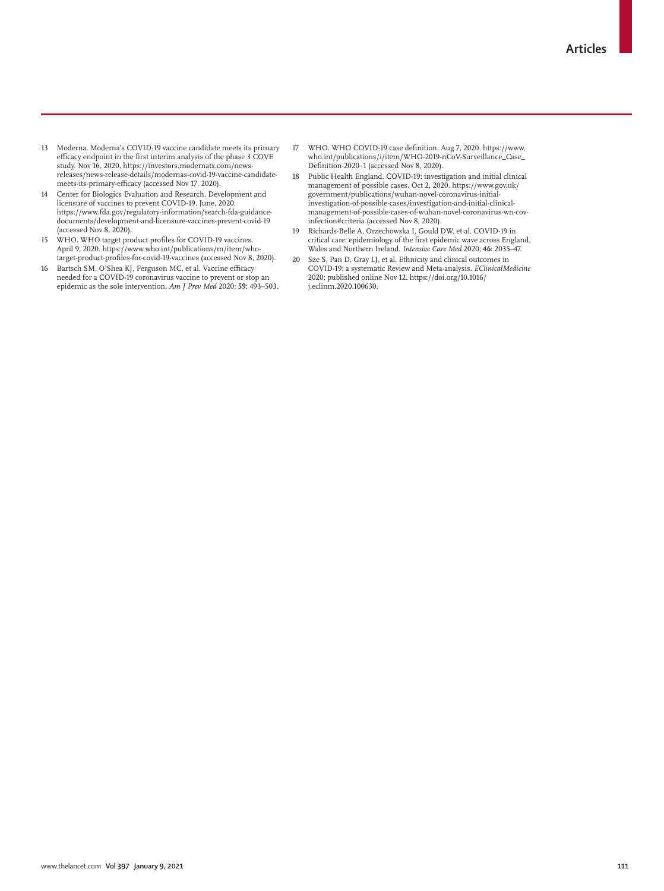13 Moderna. Moderna's COVID-19 vaccine candidate meets its primary efficacy endpoint in the first interim analysis of the phase 3 COVE study. Nov 16, 2020. https://investors.modernatx.com/news-releases/news-release-details/modernas-covid-19-vaccine-candidate-meets-its-primary-efficacy (accessed Nov 17, 2020).

14 Center for Biologics Evaluation and Research. Development and licensure of vaccines to prevent COVID-19. June, 2020. https://www.fda.gov/regulatory-information/search-fda-guidance-documents/development-and-licensure-vaccines-prevent-covid-19 (accessed Nov 8, 2020).

15 WHO. WHO target product profiles for COVID-19 vaccines. April 9, 2020. https://www.who.int/publications/m/item/who-target-product-profiles-for-covid-19-vaccines (accessed Nov 8, 2020).

16 Bartsch SM, O'Shea KJ, Ferguson MC, et al. Vaccine efficacy needed for a COVID-19 coronavirus vaccine to prevent or stop an epidemic as the sole intervention. *Am J Prev Med* 2020; **59:** 493–503.

17 WHO. WHO COVID-19 case definition. Aug 7, 2020. https://www.who.int/publications/i/item/WHO-2019-nCoV-Surveillance_Case_Definition-2020·1 (accessed Nov 8, 2020).

18 Public Health England. COVID-19: investigation and initial clinical management of possible cases. Oct 2, 2020. https://www.gov.uk/government/publications/wuhan-novel-coronavirus-initial-investigation-of-possible-cases/investigation-and-initial-clinical-management-of-possible-cases-of-wuhan-novel-coronavirus-wn-cov-infection#criteria (accessed Nov 8, 2020).

19 Richards-Belle A, Orzechowska I, Gould DW, et al. COVID-19 in critical care: epidemiology of the first epidemic wave across England, Wales and Northern Ireland. *Intensive Care Med* 2020; **46:** 2035–47.

20 Sze S, Pan D, Gray LJ, et al. Ethnicity and clinical outcomes in COVID-19: a systematic Review and Meta-analysis. *EClinicalMedicine* 2020; published online Nov 12. https://doi.org/10.1016/j.eclinm.2020.100630.